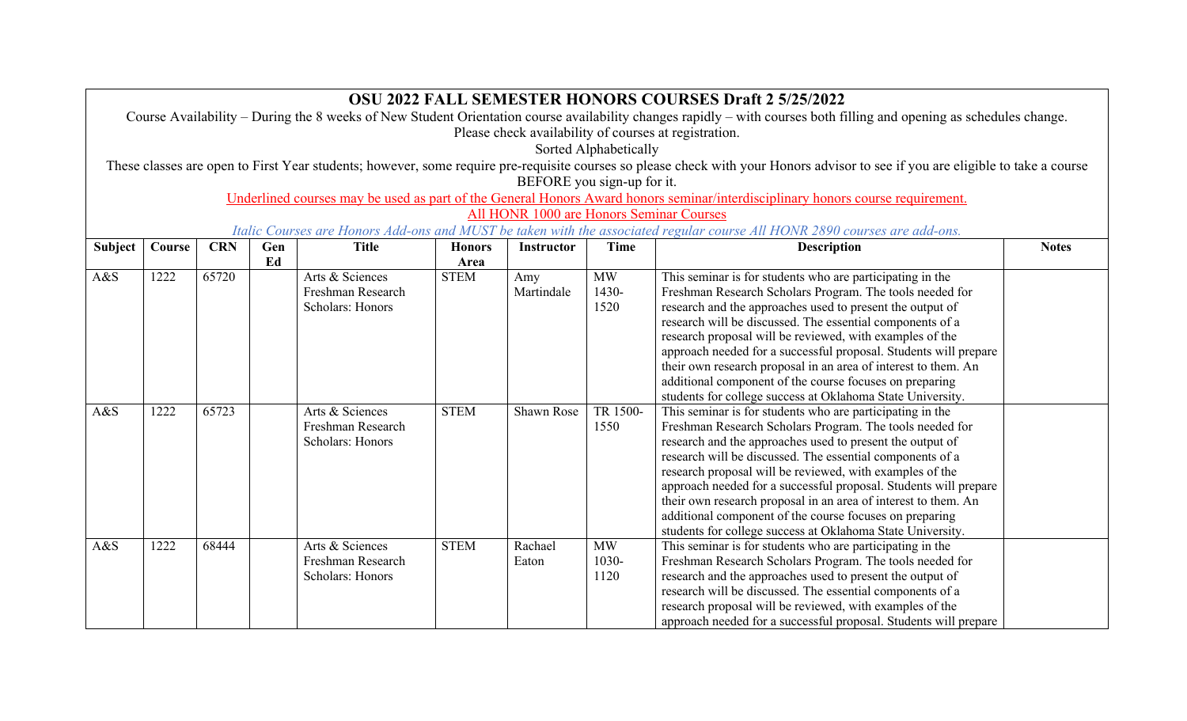# OSU 2022 FALL SEMESTER HONORS COURSES Draft 2 5/25/2022

Course Availability – During the 8 weeks of New Student Orientation course availability changes rapidly – with courses both filling and opening as schedules change. Please check availability of courses at registration.

Sorted Alphabetically

These classes are open to First Year students; however, some require pre-requisite courses so please check with your Honors advisor to see if you are eligible to take a course BEFORE you sign-up for it.

Underlined courses may be used as part of the General Honors Award honors seminar/interdisciplinary honors course requirement.

All HONR 1000 are Honors Seminar Courses

*Italic Courses are Honors Add-ons and MUST be taken with the associated regular course All HONR 2890 courses are add-ons.*

| Subject | Course | CRN | Gen Ed | Title | Honors Area | Instructor | Time | Description | Notes |
|---|---|---|---|---|---|---|---|---|---|
| A&S | 1222 | 65720 | | Arts & Sciences Freshman Research Scholars: Honors | STEM | Amy Martindale | MW 1430-1520 | This seminar is for students who are participating in the Freshman Research Scholars Program. The tools needed for research and the approaches used to present the output of research will be discussed. The essential components of a research proposal will be reviewed, with examples of the approach needed for a successful proposal. Students will prepare their own research proposal in an area of interest to them. An additional component of the course focuses on preparing students for college success at Oklahoma State University. | |
| A&S | 1222 | 65723 | | Arts & Sciences Freshman Research Scholars: Honors | STEM | Shawn Rose | TR 1500-1550 | This seminar is for students who are participating in the Freshman Research Scholars Program. The tools needed for research and the approaches used to present the output of research will be discussed. The essential components of a research proposal will be reviewed, with examples of the approach needed for a successful proposal. Students will prepare their own research proposal in an area of interest to them. An additional component of the course focuses on preparing students for college success at Oklahoma State University. | |
| A&S | 1222 | 68444 | | Arts & Sciences Freshman Research Scholars: Honors | STEM | Rachael Eaton | MW 1030-1120 | This seminar is for students who are participating in the Freshman Research Scholars Program. The tools needed for research and the approaches used to present the output of research will be discussed. The essential components of a research proposal will be reviewed, with examples of the approach needed for a successful proposal. Students will prepare | |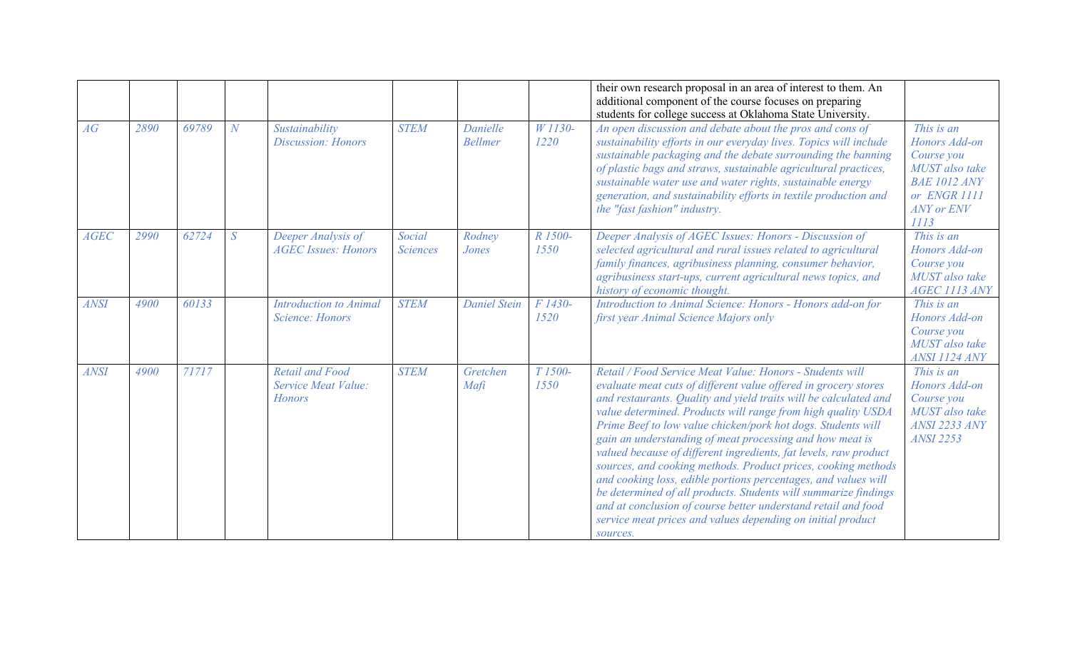| | | | | | | | | | |
|---|---|---|---|---|---|---|---|---|---|
| | | | | | | | | their own research proposal in an area of interest to them. An additional component of the course focuses on preparing students for college success at Oklahoma State University. | |
| *AG* | *2890* | *69789* | *N* | *Sustainability Discussion: Honors* | *STEM* | *Danielle Bellmer* | *W 1130-1220* | *An open discussion and debate about the pros and cons of sustainability efforts in our everyday lives. Topics will include sustainable packaging and the debate surrounding the banning of plastic bags and straws, sustainable agricultural practices, sustainable water use and water rights, sustainable energy generation, and sustainability efforts in textile production and the "fast fashion" industry.* | *This is an Honors Add-on Course you MUST also take BAE 1012 ANY or ENGR 1111 ANY or ENV 1113* |
| *AGEC* | *2990* | *62724* | *S* | *Deeper Analysis of AGEC Issues: Honors* | *Social Sciences* | *Rodney Jones* | *R 1500-1550* | *Deeper Analysis of AGEC Issues: Honors - Discussion of selected agricultural and rural issues related to agricultural family finances, agribusiness planning, consumer behavior, agribusiness start-ups, current agricultural news topics, and history of economic thought.* | *This is an Honors Add-on Course you MUST also take AGEC 1113 ANY* |
| *ANSI* | *4900* | *60133* | | *Introduction to Animal Science: Honors* | *STEM* | *Daniel Stein* | *F 1430-1520* | *Introduction to Animal Science: Honors - Honors add-on for first year Animal Science Majors only* | *This is an Honors Add-on Course you MUST also take ANSI 1124 ANY* |
| *ANSI* | *4900* | *71717* | | *Retail and Food Service Meat Value: Honors* | *STEM* | *Gretchen Mafi* | *T 1500-1550* | *Retail / Food Service Meat Value: Honors - Students will evaluate meat cuts of different value offered in grocery stores and restaurants. Quality and yield traits will be calculated and value determined. Products will range from high quality USDA Prime Beef to low value chicken/pork hot dogs. Students will gain an understanding of meat processing and how meat is valued because of different ingredients, fat levels, raw product sources, and cooking methods. Product prices, cooking methods and cooking loss, edible portions percentages, and values will be determined of all products. Students will summarize findings and at conclusion of course better understand retail and food service meat prices and values depending on initial product sources.* | *This is an Honors Add-on Course you MUST also take ANSI 2233 ANY ANSI 2253* |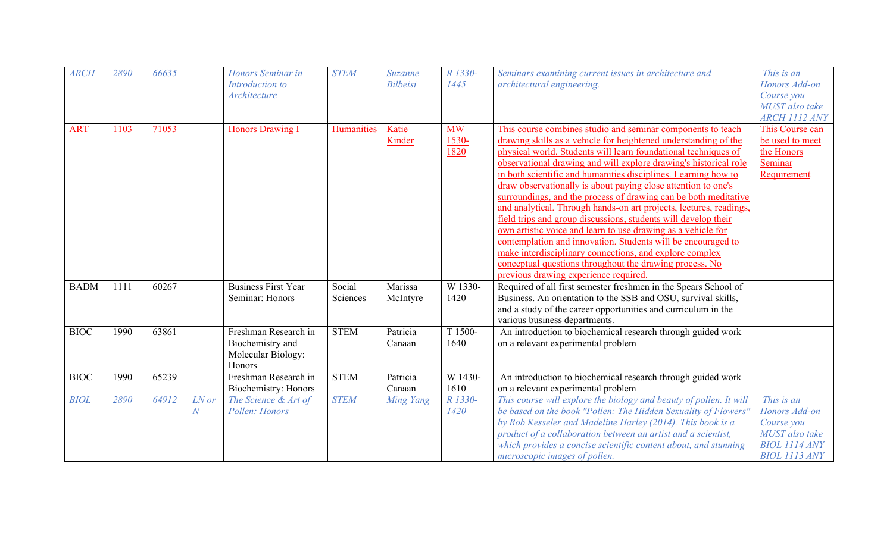| ARCH | 2890 | 66635 | | Honors Seminar in Introduction to Architecture | STEM | Suzanne Bilbeisi | R 1330-1445 | Seminars examining current issues in architecture and architectural engineering. | This is an Honors Add-on Course you MUST also take ARCH 1112 ANY |
|---|---|---|---|---|---|---|---|---|---|
| ART | 1103 | 71053 | | Honors Drawing I | Humanities | Katie Kinder | MW 1530-1820 | This course combines studio and seminar components to teach drawing skills as a vehicle for heightened understanding of the physical world. Students will learn foundational techniques of observational drawing and will explore drawing's historical role in both scientific and humanities disciplines. Learning how to draw observationally is about paying close attention to one's surroundings, and the process of drawing can be both meditative and analytical. Through hands-on art projects, lectures, readings, field trips and group discussions, students will develop their own artistic voice and learn to use drawing as a vehicle for contemplation and innovation. Students will be encouraged to make interdisciplinary connections, and explore complex conceptual questions throughout the drawing process. No previous drawing experience required. | This Course can be used to meet the Honors Seminar Requirement |
| BADM | 1111 | 60267 | | Business First Year Seminar: Honors | Social Sciences | Marissa McIntyre | W 1330-1420 | Required of all first semester freshmen in the Spears School of Business. An orientation to the SSB and OSU, survival skills, and a study of the career opportunities and curriculum in the various business departments. | |
| BIOC | 1990 | 63861 | | Freshman Research in Biochemistry and Molecular Biology: Honors | STEM | Patricia Canaan | T 1500-1640 | An introduction to biochemical research through guided work on a relevant experimental problem | |
| BIOC | 1990 | 65239 | | Freshman Research in Biochemistry: Honors | STEM | Patricia Canaan | W 1430-1610 | An introduction to biochemical research through guided work on a relevant experimental problem | |
| BIOL | 2890 | 64912 | LN or N | The Science & Art of Pollen: Honors | STEM | Ming Yang | R 1330-1420 | This course will explore the biology and beauty of pollen. It will be based on the book "Pollen: The Hidden Sexuality of Flowers" by Rob Kesseler and Madeline Harley (2014). This book is a product of a collaboration between an artist and a scientist, which provides a concise scientific content about, and stunning microscopic images of pollen. | This is an Honors Add-on Course you MUST also take BIOL 1114 ANY BIOL 1113 ANY |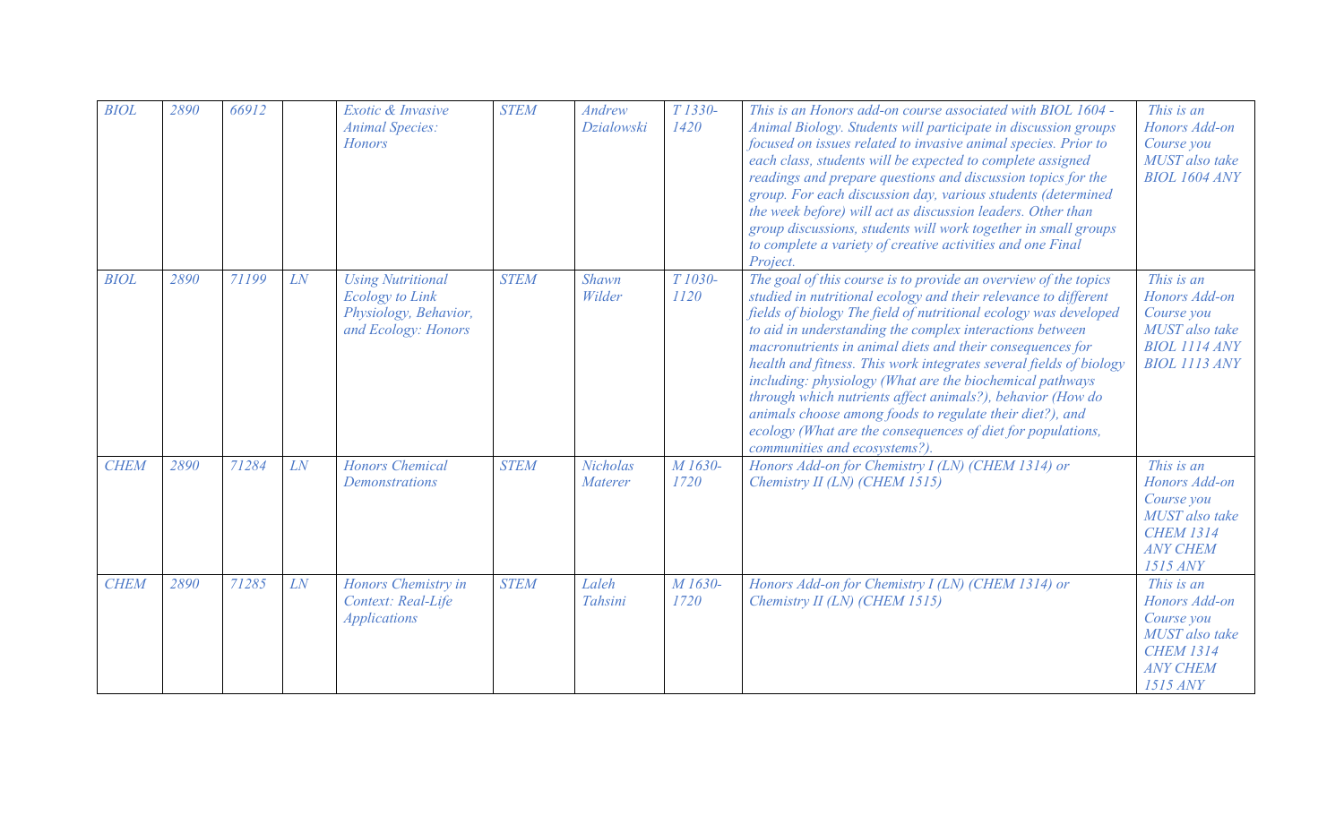| BIOL | 2890 | 66912 | | Exotic & Invasive Animal Species: Honors | STEM | Andrew Dzialowski | T 1330-1420 | This is an Honors add-on course associated with BIOL 1604 - Animal Biology. Students will participate in discussion groups focused on issues related to invasive animal species. Prior to each class, students will be expected to complete assigned readings and prepare questions and discussion topics for the group. For each discussion day, various students (determined the week before) will act as discussion leaders. Other than group discussions, students will work together in small groups to complete a variety of creative activities and one Final Project. | This is an Honors Add-on Course you MUST also take BIOL 1604 ANY |
|---|---|---|---|---|---|---|---|---|---|
| BIOL | 2890 | 71199 | LN | Using Nutritional Ecology to Link Physiology, Behavior, and Ecology: Honors | STEM | Shawn Wilder | T 1030-1120 | The goal of this course is to provide an overview of the topics studied in nutritional ecology and their relevance to different fields of biology The field of nutritional ecology was developed to aid in understanding the complex interactions between macronutrients in animal diets and their consequences for health and fitness. This work integrates several fields of biology including: physiology (What are the biochemical pathways through which nutrients affect animals?), behavior (How do animals choose among foods to regulate their diet?), and ecology (What are the consequences of diet for populations, communities and ecosystems?). | This is an Honors Add-on Course you MUST also take BIOL 1114 ANY BIOL 1113 ANY |
| CHEM | 2890 | 71284 | LN | Honors Chemical Demonstrations | STEM | Nicholas Materer | M 1630-1720 | Honors Add-on for Chemistry I (LN) (CHEM 1314) or Chemistry II (LN) (CHEM 1515) | This is an Honors Add-on Course you MUST also take CHEM 1314 ANY CHEM 1515 ANY |
| CHEM | 2890 | 71285 | LN | Honors Chemistry in Context: Real-Life Applications | STEM | Laleh Tahsini | M 1630-1720 | Honors Add-on for Chemistry I (LN) (CHEM 1314) or Chemistry II (LN) (CHEM 1515) | This is an Honors Add-on Course you MUST also take CHEM 1314 ANY CHEM 1515 ANY |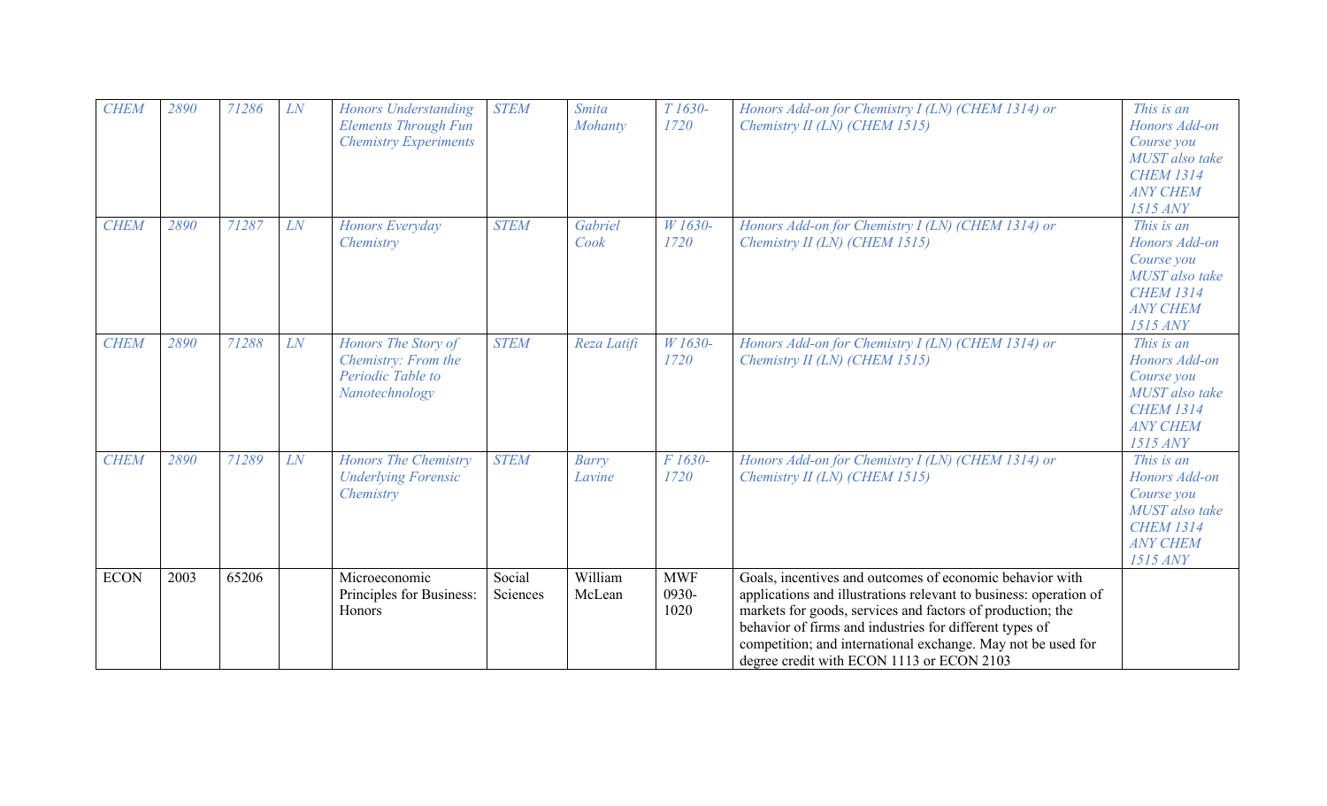| *CHEM* | *2890* | *71286* | *LN* | *Honors Understanding Elements Through Fun Chemistry Experiments* | *STEM* | *Smita Mohanty* | *T 1630-1720* | *Honors Add-on for Chemistry I (LN) (CHEM 1314) or Chemistry II (LN) (CHEM 1515)* | *This is an Honors Add-on Course you MUST also take CHEM 1314 ANY CHEM 1515 ANY* |
|---|---|---|---|---|---|---|---|---|---|
| *CHEM* | *2890* | *71287* | *LN* | *Honors Everyday Chemistry* | *STEM* | *Gabriel Cook* | *W 1630-1720* | *Honors Add-on for Chemistry I (LN) (CHEM 1314) or Chemistry II (LN) (CHEM 1515)* | *This is an Honors Add-on Course you MUST also take CHEM 1314 ANY CHEM 1515 ANY* |
| *CHEM* | *2890* | *71288* | *LN* | *Honors The Story of Chemistry: From the Periodic Table to Nanotechnology* | *STEM* | *Reza Latifi* | *W 1630-1720* | *Honors Add-on for Chemistry I (LN) (CHEM 1314) or Chemistry II (LN) (CHEM 1515)* | *This is an Honors Add-on Course you MUST also take CHEM 1314 ANY CHEM 1515 ANY* |
| *CHEM* | *2890* | *71289* | *LN* | *Honors The Chemistry Underlying Forensic Chemistry* | *STEM* | *Barry Lavine* | *F 1630-1720* | *Honors Add-on for Chemistry I (LN) (CHEM 1314) or Chemistry II (LN) (CHEM 1515)* | *This is an Honors Add-on Course you MUST also take CHEM 1314 ANY CHEM 1515 ANY* |
| ECON | 2003 | 65206 | | Microeconomic Principles for Business: Honors | Social Sciences | William McLean | MWF 0930-1020 | Goals, incentives and outcomes of economic behavior with applications and illustrations relevant to business: operation of markets for goods, services and factors of production; the behavior of firms and industries for different types of competition; and international exchange. May not be used for degree credit with ECON 1113 or ECON 2103 | |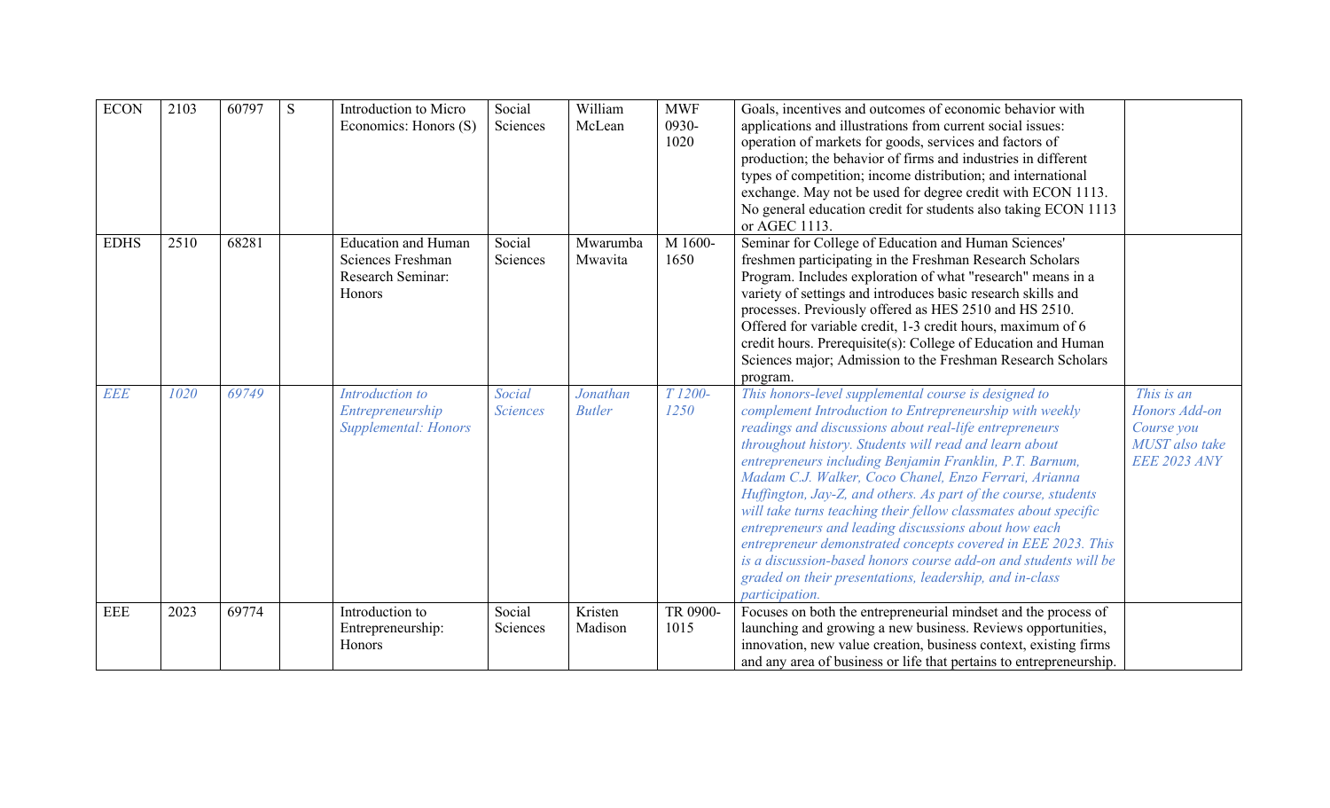| ECON | 2103 | 60797 | S | Introduction to Micro Economics: Honors (S) | Social Sciences | William McLean | MWF 0930-1020 | Goals, incentives and outcomes of economic behavior with applications and illustrations from current social issues: operation of markets for goods, services and factors of production; the behavior of firms and industries in different types of competition; income distribution; and international exchange. May not be used for degree credit with ECON 1113. No general education credit for students also taking ECON 1113 or AGEC 1113. | |
|---|---|---|---|---|---|---|---|---|---|
| EDHS | 2510 | 68281 | | Education and Human Sciences Freshman Research Seminar: Honors | Social Sciences | Mwarumba Mwavita | M 1600-1650 | Seminar for College of Education and Human Sciences' freshmen participating in the Freshman Research Scholars Program. Includes exploration of what "research" means in a variety of settings and introduces basic research skills and processes. Previously offered as HES 2510 and HS 2510. Offered for variable credit, 1-3 credit hours, maximum of 6 credit hours. Prerequisite(s): College of Education and Human Sciences major; Admission to the Freshman Research Scholars program. | |
| *EEE* | *1020* | *69749* | | *Introduction to Entrepreneurship Supplemental: Honors* | *Social Sciences* | *Jonathan Butler* | *T 1200-1250* | *This honors-level supplemental course is designed to complement Introduction to Entrepreneurship with weekly readings and discussions about real-life entrepreneurs throughout history. Students will read and learn about entrepreneurs including Benjamin Franklin, P.T. Barnum, Madam C.J. Walker, Coco Chanel, Enzo Ferrari, Arianna Huffington, Jay-Z, and others. As part of the course, students will take turns teaching their fellow classmates about specific entrepreneurs and leading discussions about how each entrepreneur demonstrated concepts covered in EEE 2023. This is a discussion-based honors course add-on and students will be graded on their presentations, leadership, and in-class participation.* | *This is an Honors Add-on Course you MUST also take EEE 2023 ANY* |
| EEE | 2023 | 69774 | | Introduction to Entrepreneurship: Honors | Social Sciences | Kristen Madison | TR 0900-1015 | Focuses on both the entrepreneurial mindset and the process of launching and growing a new business. Reviews opportunities, innovation, new value creation, business context, existing firms and any area of business or life that pertains to entrepreneurship. | |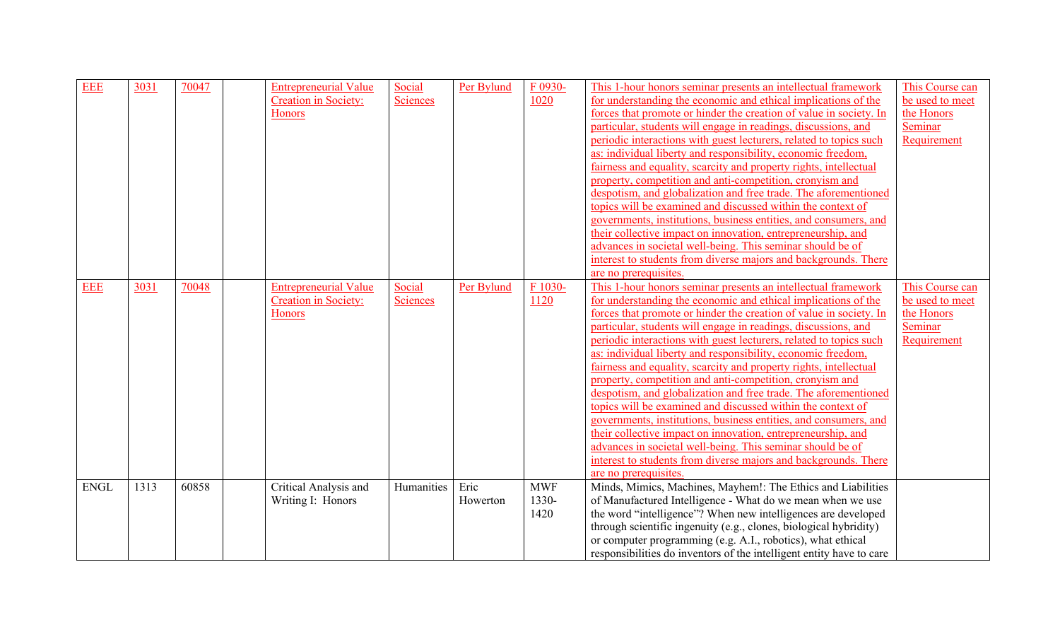| EEE | 3031 | 70047 | | Entrepreneurial Value Creation in Society: Honors | Social Sciences | Per Bylund | F 0930-1020 | This 1-hour honors seminar presents an intellectual framework for understanding the economic and ethical implications of the forces that promote or hinder the creation of value in society. In particular, students will engage in readings, discussions, and periodic interactions with guest lecturers, related to topics such as: individual liberty and responsibility, economic freedom, fairness and equality, scarcity and property rights, intellectual property, competition and anti-competition, cronyism and despotism, and globalization and free trade. The aforementioned topics will be examined and discussed within the context of governments, institutions, business entities, and consumers, and their collective impact on innovation, entrepreneurship, and advances in societal well-being. This seminar should be of interest to students from diverse majors and backgrounds. There are no prerequisites. | This Course can be used to meet the Honors Seminar Requirement |
|---|---|---|---|---|---|---|---|---|---|
| EEE | 3031 | 70048 | | Entrepreneurial Value Creation in Society: Honors | Social Sciences | Per Bylund | F 1030-1120 | This 1-hour honors seminar presents an intellectual framework for understanding the economic and ethical implications of the forces that promote or hinder the creation of value in society. In particular, students will engage in readings, discussions, and periodic interactions with guest lecturers, related to topics such as: individual liberty and responsibility, economic freedom, fairness and equality, scarcity and property rights, intellectual property, competition and anti-competition, cronyism and despotism, and globalization and free trade. The aforementioned topics will be examined and discussed within the context of governments, institutions, business entities, and consumers, and their collective impact on innovation, entrepreneurship, and advances in societal well-being. This seminar should be of interest to students from diverse majors and backgrounds. There are no prerequisites. | This Course can be used to meet the Honors Seminar Requirement |
| ENGL | 1313 | 60858 | | Critical Analysis and Writing I: Honors | Humanities | Eric Howerton | MWF 1330-1420 | Minds, Mimics, Machines, Mayhem!: The Ethics and Liabilities of Manufactured Intelligence - What do we mean when we use the word "intelligence"? When new intelligences are developed through scientific ingenuity (e.g., clones, biological hybridity) or computer programming (e.g. A.I., robotics), what ethical responsibilities do inventors of the intelligent entity have to care | |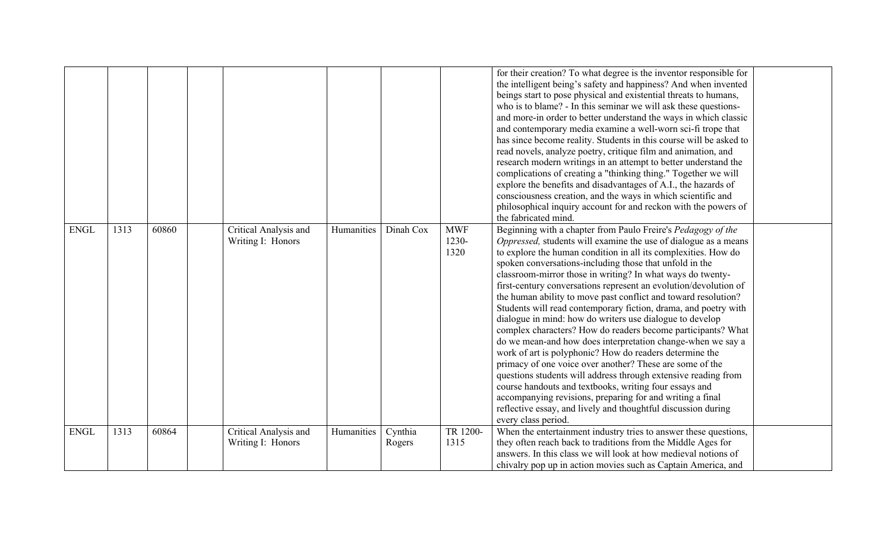| | | | | | | | | | |
|---|---|---|---|---|---|---|---|---|---|
| | | | | | | | | for their creation? To what degree is the inventor responsible for the intelligent being's safety and happiness? And when invented beings start to pose physical and existential threats to humans, who is to blame? - In this seminar we will ask these questions- and more-in order to better understand the ways in which classic and contemporary media examine a well-worn sci-fi trope that has since become reality. Students in this course will be asked to read novels, analyze poetry, critique film and animation, and research modern writings in an attempt to better understand the complications of creating a "thinking thing." Together we will explore the benefits and disadvantages of A.I., the hazards of consciousness creation, and the ways in which scientific and philosophical inquiry account for and reckon with the powers of the fabricated mind. | |
| ENGL | 1313 | 60860 | | Critical Analysis and Writing I: Honors | Humanities | Dinah Cox | MWF 1230-1320 | Beginning with a chapter from Paulo Freire's *Pedagogy of the Oppressed,* students will examine the use of dialogue as a means to explore the human condition in all its complexities. How do spoken conversations-including those that unfold in the classroom-mirror those in writing? In what ways do twenty-first-century conversations represent an evolution/devolution of the human ability to move past conflict and toward resolution? Students will read contemporary fiction, drama, and poetry with dialogue in mind: how do writers use dialogue to develop complex characters? How do readers become participants? What do we mean-and how does interpretation change-when we say a work of art is polyphonic? How do readers determine the primacy of one voice over another? These are some of the questions students will address through extensive reading from course handouts and textbooks, writing four essays and accompanying revisions, preparing for and writing a final reflective essay, and lively and thoughtful discussion during every class period. | |
| ENGL | 1313 | 60864 | | Critical Analysis and Writing I: Honors | Humanities | Cynthia Rogers | TR 1200-1315 | When the entertainment industry tries to answer these questions, they often reach back to traditions from the Middle Ages for answers. In this class we will look at how medieval notions of chivalry pop up in action movies such as Captain America, and | |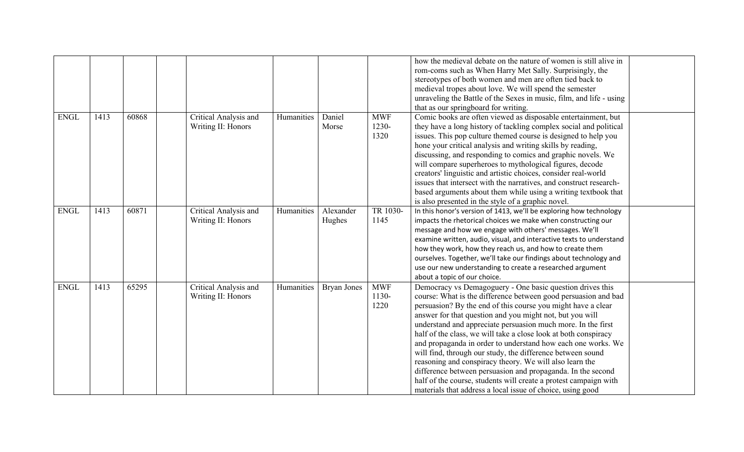| | | | | | | | | | |
|---|---|---|---|---|---|---|---|---|---|
| | | | | | | | | how the medieval debate on the nature of women is still alive in rom-coms such as When Harry Met Sally. Surprisingly, the stereotypes of both women and men are often tied back to medieval tropes about love. We will spend the semester unraveling the Battle of the Sexes in music, film, and life - using that as our springboard for writing. | |
| ENGL | 1413 | 60868 | | Critical Analysis and Writing II: Honors | Humanities | Daniel Morse | MWF 1230-1320 | Comic books are often viewed as disposable entertainment, but they have a long history of tackling complex social and political issues. This pop culture themed course is designed to help you hone your critical analysis and writing skills by reading, discussing, and responding to comics and graphic novels. We will compare superheroes to mythological figures, decode creators' linguistic and artistic choices, consider real-world issues that intersect with the narratives, and construct research-based arguments about them while using a writing textbook that is also presented in the style of a graphic novel. | |
| ENGL | 1413 | 60871 | | Critical Analysis and Writing II: Honors | Humanities | Alexander Hughes | TR 1030-1145 | In this honor's version of 1413, we'll be exploring how technology impacts the rhetorical choices we make when constructing our message and how we engage with others' messages. We'll examine written, audio, visual, and interactive texts to understand how they work, how they reach us, and how to create them ourselves. Together, we'll take our findings about technology and use our new understanding to create a researched argument about a topic of our choice. | |
| ENGL | 1413 | 65295 | | Critical Analysis and Writing II: Honors | Humanities | Bryan Jones | MWF 1130-1220 | Democracy vs Demagoguery - One basic question drives this course: What is the difference between good persuasion and bad persuasion? By the end of this course you might have a clear answer for that question and you might not, but you will understand and appreciate persuasion much more. In the first half of the class, we will take a close look at both conspiracy and propaganda in order to understand how each one works. We will find, through our study, the difference between sound reasoning and conspiracy theory. We will also learn the difference between persuasion and propaganda. In the second half of the course, students will create a protest campaign with materials that address a local issue of choice, using good | |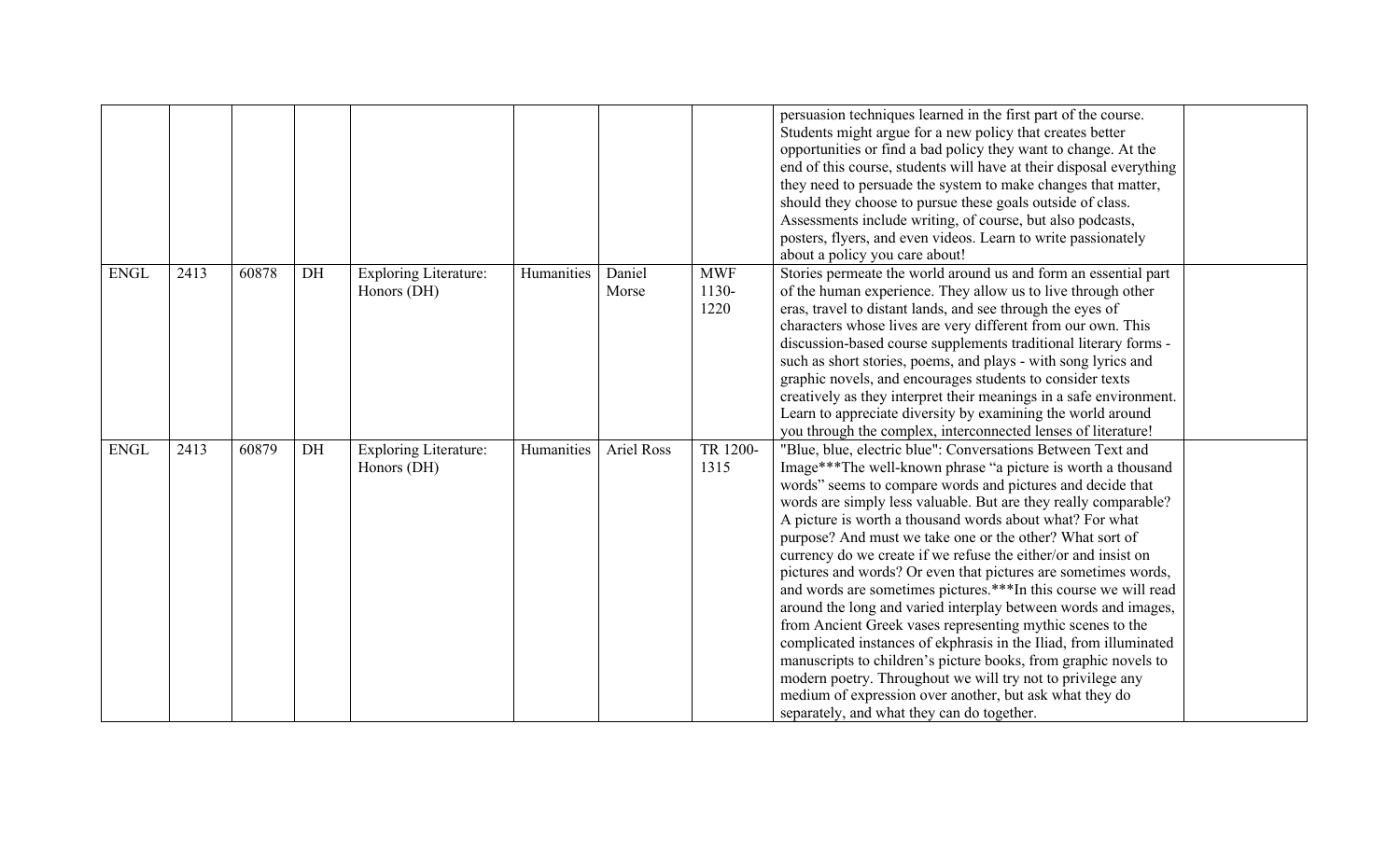|  |  |  |  |  |  |  |  |  |  |
|---|---|---|---|---|---|---|---|---|---|
|  |  |  |  |  |  |  |  | persuasion techniques learned in the first part of the course. Students might argue for a new policy that creates better opportunities or find a bad policy they want to change. At the end of this course, students will have at their disposal everything they need to persuade the system to make changes that matter, should they choose to pursue these goals outside of class. Assessments include writing, of course, but also podcasts, posters, flyers, and even videos. Learn to write passionately about a policy you care about! |  |
| ENGL | 2413 | 60878 | DH | Exploring Literature: Honors (DH) | Humanities | Daniel Morse | MWF 1130-1220 | Stories permeate the world around us and form an essential part of the human experience. They allow us to live through other eras, travel to distant lands, and see through the eyes of characters whose lives are very different from our own. This discussion-based course supplements traditional literary forms - such as short stories, poems, and plays - with song lyrics and graphic novels, and encourages students to consider texts creatively as they interpret their meanings in a safe environment. Learn to appreciate diversity by examining the world around you through the complex, interconnected lenses of literature! |  |
| ENGL | 2413 | 60879 | DH | Exploring Literature: Honors (DH) | Humanities | Ariel Ross | TR 1200-1315 | "Blue, blue, electric blue": Conversations Between Text and Image***The well-known phrase "a picture is worth a thousand words" seems to compare words and pictures and decide that words are simply less valuable. But are they really comparable? A picture is worth a thousand words about what? For what purpose? And must we take one or the other? What sort of currency do we create if we refuse the either/or and insist on pictures and words? Or even that pictures are sometimes words, and words are sometimes pictures.***In this course we will read around the long and varied interplay between words and images, from Ancient Greek vases representing mythic scenes to the complicated instances of ekphrasis in the Iliad, from illuminated manuscripts to children's picture books, from graphic novels to modern poetry. Throughout we will try not to privilege any medium of expression over another, but ask what they do separately, and what they can do together. |  |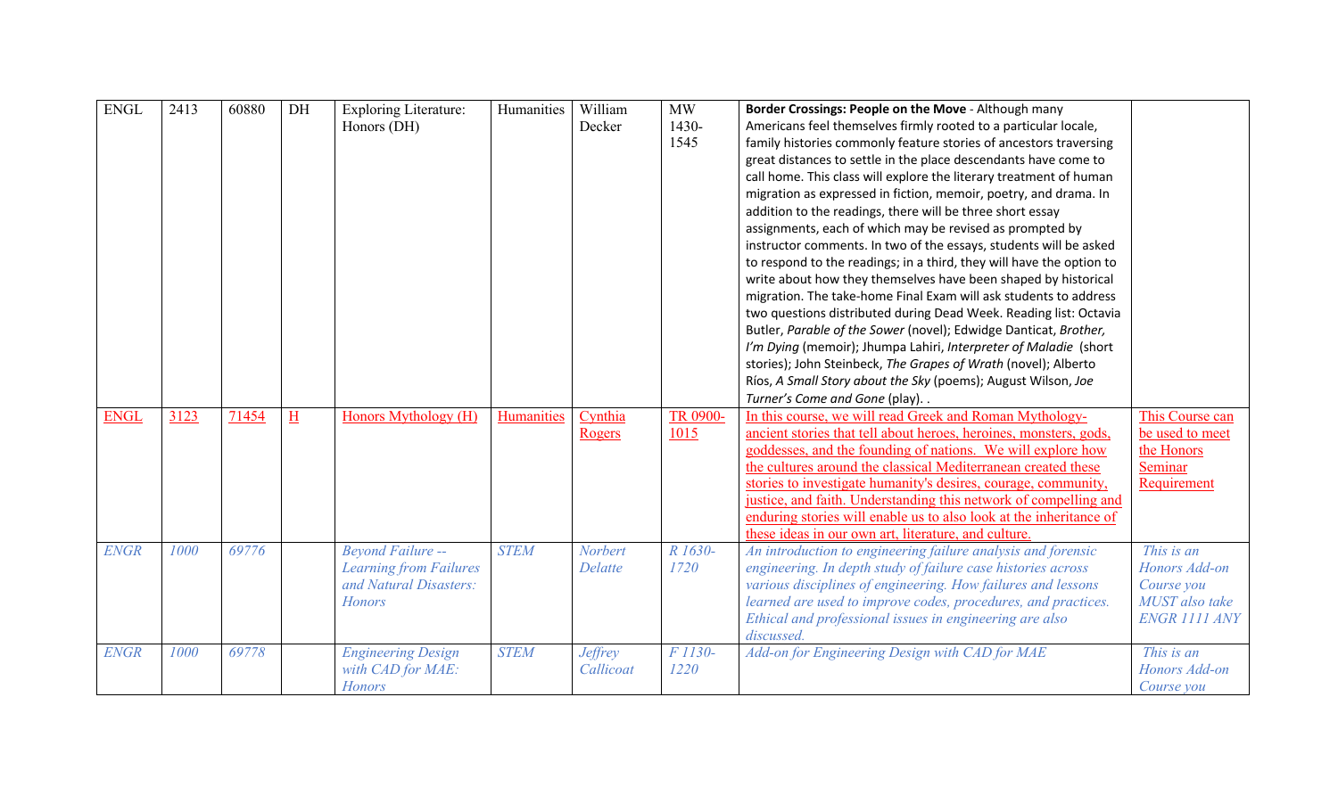| ENGL | 2413 | 60880 | DH | Exploring Literature: Honors (DH) | Humanities | William Decker | MW 1430-1545 | **Border Crossings: People on the Move** - Although many Americans feel themselves firmly rooted to a particular locale, family histories commonly feature stories of ancestors traversing great distances to settle in the place descendants have come to call home. This class will explore the literary treatment of human migration as expressed in fiction, memoir, poetry, and drama. In addition to the readings, there will be three short essay assignments, each of which may be revised as prompted by instructor comments. In two of the essays, students will be asked to respond to the readings; in a third, they will have the option to write about how they themselves have been shaped by historical migration. The take-home Final Exam will ask students to address two questions distributed during Dead Week. Reading list: Octavia Butler, *Parable of the Sower* (novel); Edwidge Danticat, *Brother, I'm Dying* (memoir); Jhumpa Lahiri, *Interpreter of Maladie* (short stories); John Steinbeck, *The Grapes of Wrath* (novel); Alberto Ríos, *A Small Story about the Sky* (poems); August Wilson, *Joe Turner's Come and Gone* (play). . | |
|---|---|---|---|---|---|---|---|---|---|
| ENGL | 3123 | 71454 | H | Honors Mythology (H) | Humanities | Cynthia Rogers | TR 0900-1015 | In this course, we will read Greek and Roman Mythology-ancient stories that tell about heroes, heroines, monsters, gods, goddesses, and the founding of nations. We will explore how the cultures around the classical Mediterranean created these stories to investigate humanity's desires, courage, community, justice, and faith. Understanding this network of compelling and enduring stories will enable us to also look at the inheritance of these ideas in our own art, literature, and culture. | This Course can be used to meet the Honors Seminar Requirement |
| *ENGR* | *1000* | *69776* | | *Beyond Failure -- Learning from Failures and Natural Disasters: Honors* | *STEM* | *Norbert Delatte* | *R 1630-1720* | *An introduction to engineering failure analysis and forensic engineering. In depth study of failure case histories across various disciplines of engineering. How failures and lessons learned are used to improve codes, procedures, and practices. Ethical and professional issues in engineering are also discussed.* | *This is an Honors Add-on Course you MUST also take ENGR 1111 ANY* |
| *ENGR* | *1000* | *69778* | | *Engineering Design with CAD for MAE: Honors* | *STEM* | *Jeffrey Callicoat* | *F 1130-1220* | *Add-on for Engineering Design with CAD for MAE* | *This is an Honors Add-on Course you* |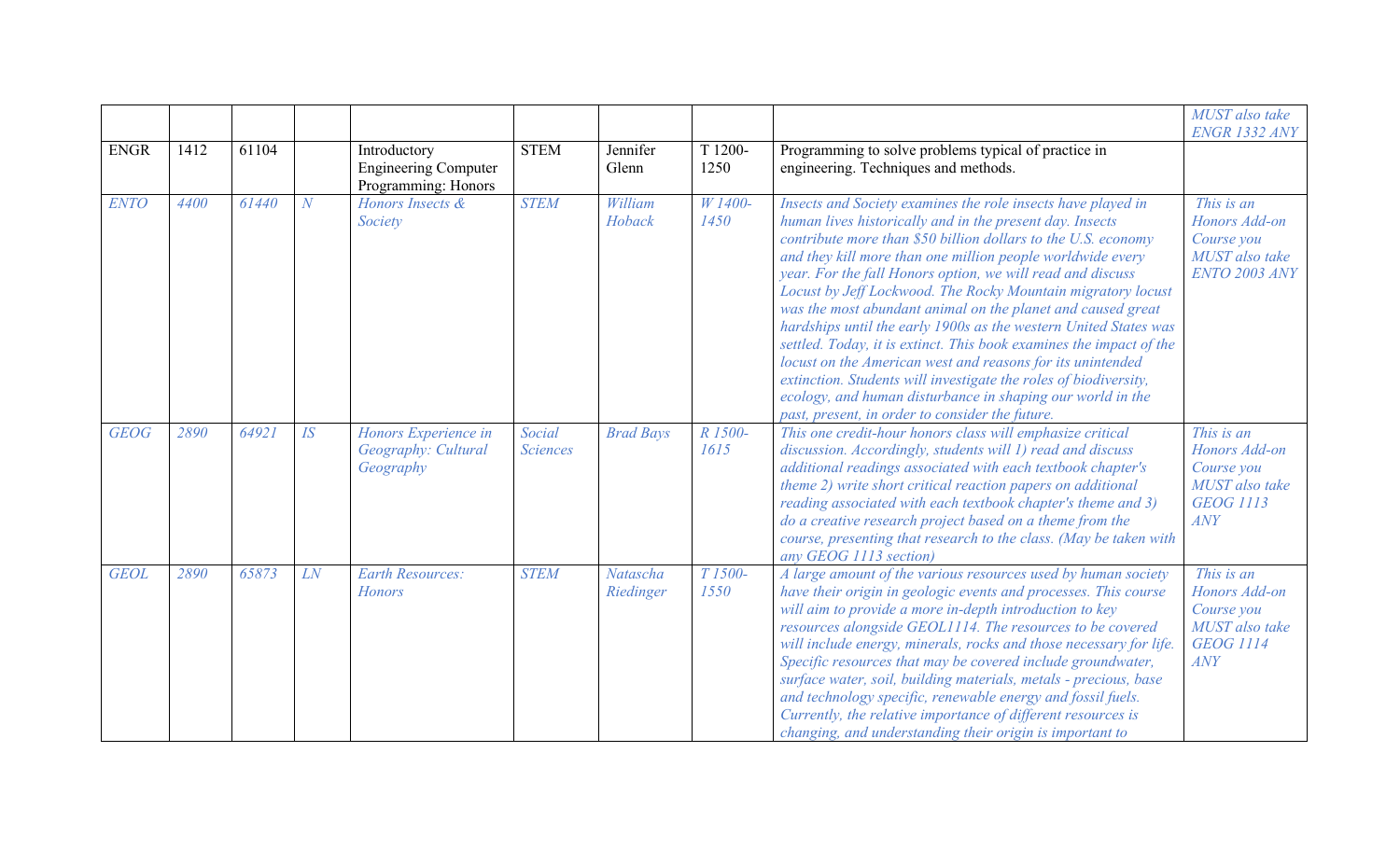|  |  |  |  |  |  |  |  |  | *MUST also take ENGR 1332 ANY* |
|---|---|---|---|---|---|---|---|---|---|
| ENGR | 1412 | 61104 |  | Introductory Engineering Computer Programming: Honors | STEM | Jennifer Glenn | T 1200-1250 | Programming to solve problems typical of practice in engineering. Techniques and methods. |  |
| *ENTO* | *4400* | *61440* | *N* | *Honors Insects & Society* | *STEM* | *William Hoback* | *W 1400-1450* | *Insects and Society examines the role insects have played in human lives historically and in the present day. Insects contribute more than $50 billion dollars to the U.S. economy and they kill more than one million people worldwide every year. For the fall Honors option, we will read and discuss Locust by Jeff Lockwood. The Rocky Mountain migratory locust was the most abundant animal on the planet and caused great hardships until the early 1900s as the western United States was settled. Today, it is extinct. This book examines the impact of the locust on the American west and reasons for its unintended extinction. Students will investigate the roles of biodiversity, ecology, and human disturbance in shaping our world in the past, present, in order to consider the future.* | *This is an Honors Add-on Course you MUST also take ENTO 2003 ANY* |
| *GEOG* | *2890* | *64921* | *IS* | *Honors Experience in Geography: Cultural Geography* | *Social Sciences* | *Brad Bays* | *R 1500-1615* | *This one credit-hour honors class will emphasize critical discussion. Accordingly, students will 1) read and discuss additional readings associated with each textbook chapter's theme 2) write short critical reaction papers on additional reading associated with each textbook chapter's theme and 3) do a creative research project based on a theme from the course, presenting that research to the class. (May be taken with any GEOG 1113 section)* | *This is an Honors Add-on Course you MUST also take GEOG 1113 ANY* |
| *GEOL* | *2890* | *65873* | *LN* | *Earth Resources: Honors* | *STEM* | *Natascha Riedinger* | *T 1500-1550* | *A large amount of the various resources used by human society have their origin in geologic events and processes. This course will aim to provide a more in-depth introduction to key resources alongside GEOL1114. The resources to be covered will include energy, minerals, rocks and those necessary for life. Specific resources that may be covered include groundwater, surface water, soil, building materials, metals - precious, base and technology specific, renewable energy and fossil fuels. Currently, the relative importance of different resources is changing, and understanding their origin is important to* | *This is an Honors Add-on Course you MUST also take GEOG 1114 ANY* |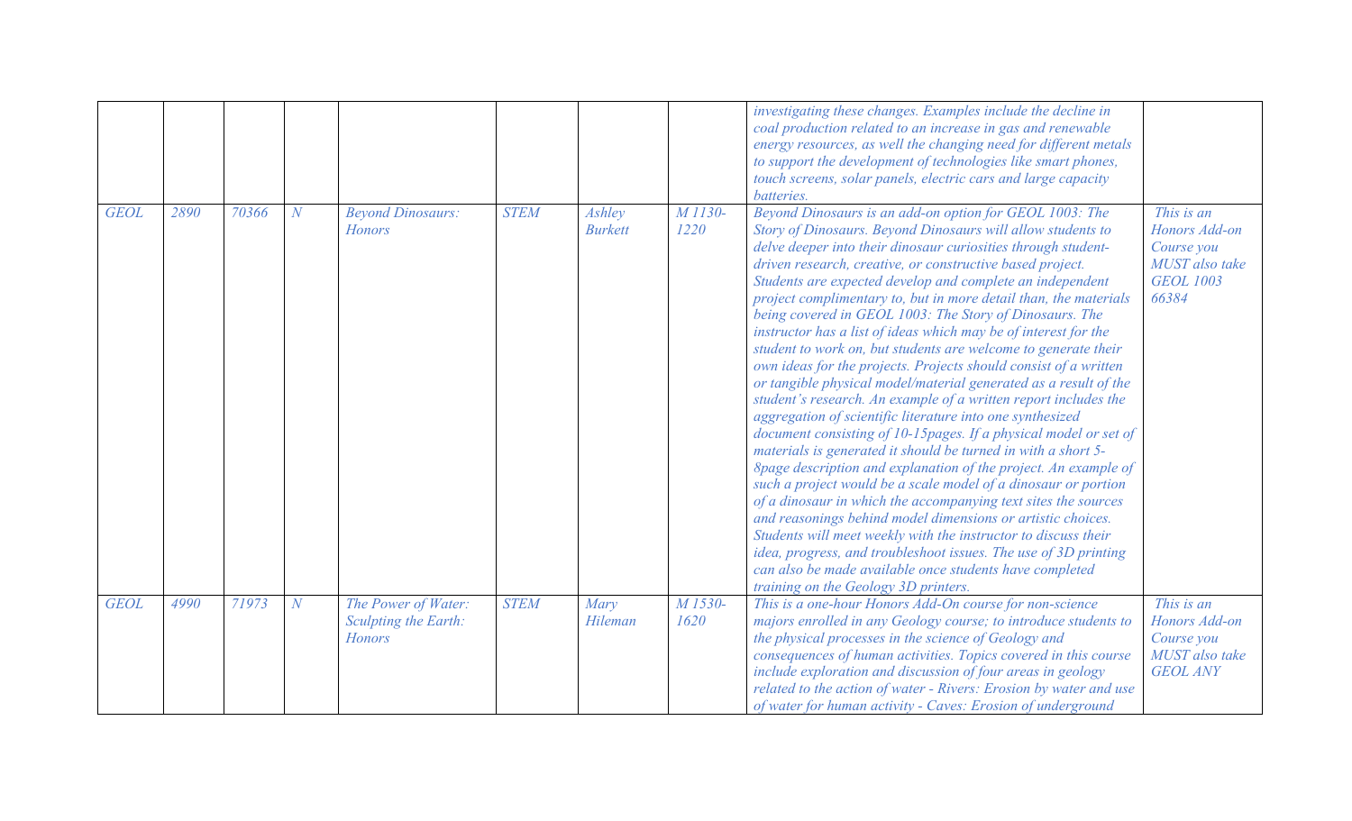| | | | | | | | | | |
|---|---|---|---|---|---|---|---|---|---|
| | | | | | | | | *investigating these changes. Examples include the decline in coal production related to an increase in gas and renewable energy resources, as well the changing need for different metals to support the development of technologies like smart phones, touch screens, solar panels, electric cars and large capacity batteries.* | |
| *GEOL* | *2890* | *70366* | *N* | *Beyond Dinosaurs: Honors* | *STEM* | *Ashley Burkett* | *M 1130-1220* | *Beyond Dinosaurs is an add-on option for GEOL 1003: The Story of Dinosaurs. Beyond Dinosaurs will allow students to delve deeper into their dinosaur curiosities through student-driven research, creative, or constructive based project. Students are expected develop and complete an independent project complimentary to, but in more detail than, the materials being covered in GEOL 1003: The Story of Dinosaurs. The instructor has a list of ideas which may be of interest for the student to work on, but students are welcome to generate their own ideas for the projects. Projects should consist of a written or tangible physical model/material generated as a result of the student's research. An example of a written report includes the aggregation of scientific literature into one synthesized document consisting of 10-15pages. If a physical model or set of materials is generated it should be turned in with a short 5-8page description and explanation of the project. An example of such a project would be a scale model of a dinosaur or portion of a dinosaur in which the accompanying text sites the sources and reasonings behind model dimensions or artistic choices. Students will meet weekly with the instructor to discuss their idea, progress, and troubleshoot issues. The use of 3D printing can also be made available once students have completed training on the Geology 3D printers.* | *This is an Honors Add-on Course you MUST also take GEOL 1003 66384* |
| *GEOL* | *4990* | *71973* | *N* | *The Power of Water: Sculpting the Earth: Honors* | *STEM* | *Mary Hileman* | *M 1530-1620* | *This is a one-hour Honors Add-On course for non-science majors enrolled in any Geology course; to introduce students to the physical processes in the science of Geology and consequences of human activities. Topics covered in this course include exploration and discussion of four areas in geology related to the action of water - Rivers: Erosion by water and use of water for human activity - Caves: Erosion of underground* | *This is an Honors Add-on Course you MUST also take GEOL ANY* |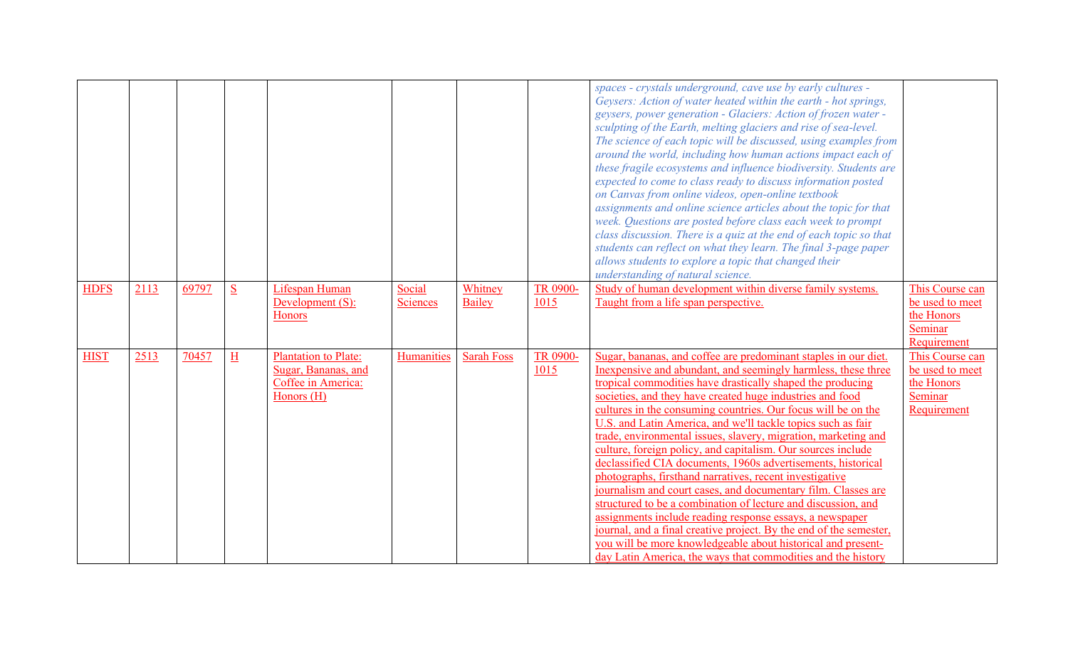| | | | | | | | | | |
|---|---|---|---|---|---|---|---|---|---|
| | | | | | | | | *spaces - crystals underground, cave use by early cultures - Geysers: Action of water heated within the earth - hot springs, geysers, power generation - Glaciers: Action of frozen water - sculpting of the Earth, melting glaciers and rise of sea-level. The science of each topic will be discussed, using examples from around the world, including how human actions impact each of these fragile ecosystems and influence biodiversity. Students are expected to come to class ready to discuss information posted on Canvas from online videos, open-online textbook assignments and online science articles about the topic for that week. Questions are posted before class each week to prompt class discussion. There is a quiz at the end of each topic so that students can reflect on what they learn. The final 3-page paper allows students to explore a topic that changed their understanding of natural science.* | |
| HDFS | 2113 | 69797 | S | Lifespan Human Development (S): Honors | Social Sciences | Whitney Bailey | TR 0900-1015 | Study of human development within diverse family systems. Taught from a life span perspective. | This Course can be used to meet the Honors Seminar Requirement |
| HIST | 2513 | 70457 | H | Plantation to Plate: Sugar, Bananas, and Coffee in America: Honors (H) | Humanities | Sarah Foss | TR 0900-1015 | Sugar, bananas, and coffee are predominant staples in our diet. Inexpensive and abundant, and seemingly harmless, these three tropical commodities have drastically shaped the producing societies, and they have created huge industries and food cultures in the consuming countries. Our focus will be on the U.S. and Latin America, and we'll tackle topics such as fair trade, environmental issues, slavery, migration, marketing and culture, foreign policy, and capitalism. Our sources include declassified CIA documents, 1960s advertisements, historical photographs, firsthand narratives, recent investigative journalism and court cases, and documentary film. Classes are structured to be a combination of lecture and discussion, and assignments include reading response essays, a newspaper journal, and a final creative project. By the end of the semester, you will be more knowledgeable about historical and present-day Latin America, the ways that commodities and the history | This Course can be used to meet the Honors Seminar Requirement |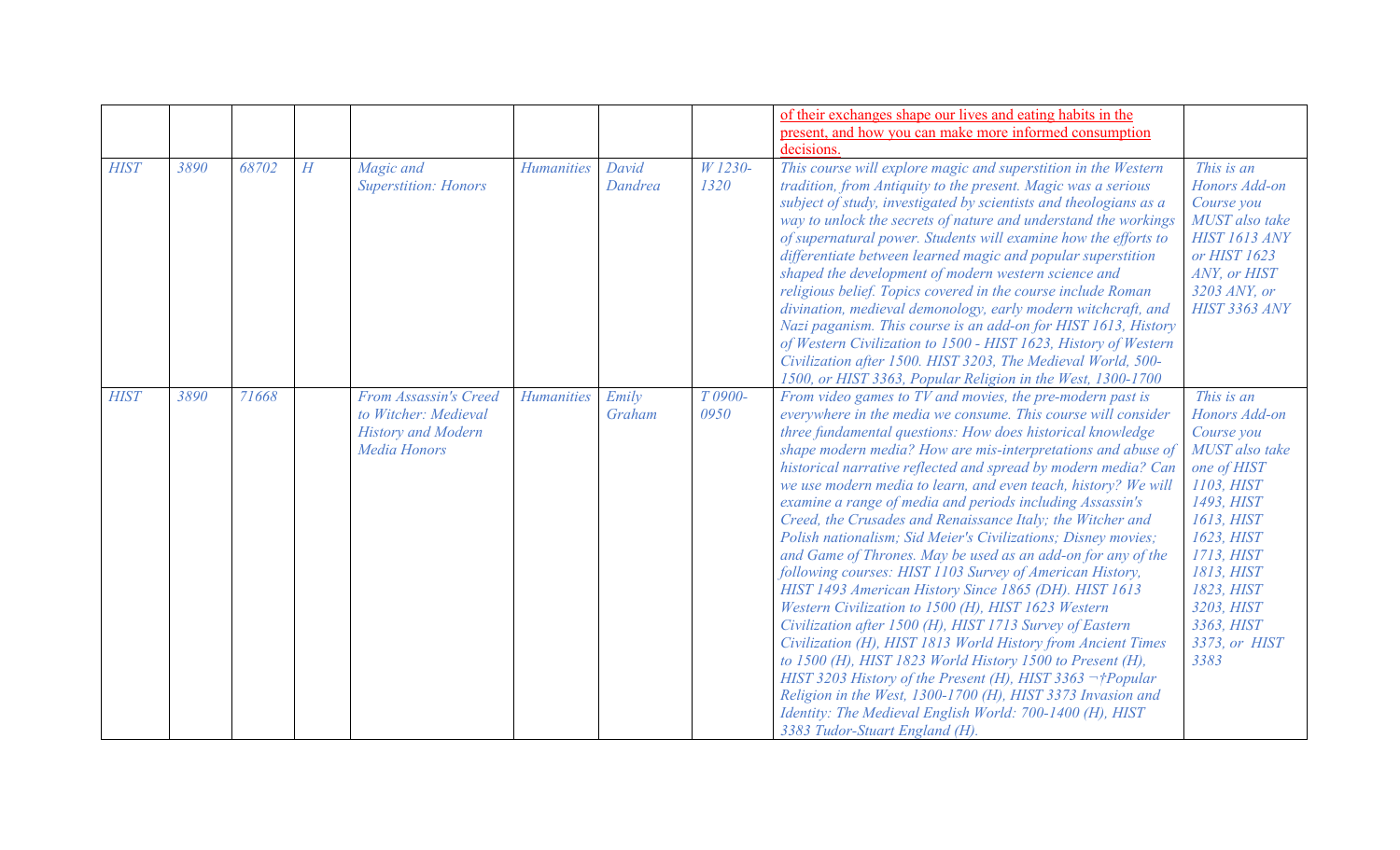| | | | | | | | | | |
|---|---|---|---|---|---|---|---|---|---|
| | | | | | | | | of their exchanges shape our lives and eating habits in the present, and how you can make more informed consumption decisions. | |
| *HIST* | *3890* | *68702* | *H* | *Magic and Superstition: Honors* | *Humanities* | *David Dandrea* | *W 1230-1320* | *This course will explore magic and superstition in the Western tradition, from Antiquity to the present. Magic was a serious subject of study, investigated by scientists and theologians as a way to unlock the secrets of nature and understand the workings of supernatural power. Students will examine how the efforts to differentiate between learned magic and popular superstition shaped the development of modern western science and religious belief. Topics covered in the course include Roman divination, medieval demonology, early modern witchcraft, and Nazi paganism. This course is an add-on for HIST 1613, History of Western Civilization to 1500 - HIST 1623, History of Western Civilization after 1500. HIST 3203, The Medieval World, 500-1500, or HIST 3363, Popular Religion in the West, 1300-1700* | *This is an Honors Add-on Course you MUST also take HIST 1613 ANY or HIST 1623 ANY, or HIST 3203 ANY, or HIST 3363 ANY* |
| *HIST* | *3890* | *71668* | | *From Assassin's Creed to Witcher: Medieval History and Modern Media Honors* | *Humanities* | *Emily Graham* | *T 0900-0950* | *From video games to TV and movies, the pre-modern past is everywhere in the media we consume. This course will consider three fundamental questions: How does historical knowledge shape modern media? How are mis-interpretations and abuse of historical narrative reflected and spread by modern media? Can we use modern media to learn, and even teach, history? We will examine a range of media and periods including Assassin's Creed, the Crusades and Renaissance Italy; the Witcher and Polish nationalism; Sid Meier's Civilizations; Disney movies; and Game of Thrones. May be used as an add-on for any of the following courses: HIST 1103 Survey of American History, HIST 1493 American History Since 1865 (DH). HIST 1613 Western Civilization to 1500 (H), HIST 1623 Western Civilization after 1500 (H), HIST 1713 Survey of Eastern Civilization (H), HIST 1813 World History from Ancient Times to 1500 (H), HIST 1823 World History 1500 to Present (H), HIST 3203 History of the Present (H), HIST 3363 ¬†Popular Religion in the West, 1300-1700 (H), HIST 3373 Invasion and Identity: The Medieval English World: 700-1400 (H), HIST 3383 Tudor-Stuart England (H).* | *This is an Honors Add-on Course you MUST also take one of HIST 1103, HIST 1493, HIST 1613, HIST 1623, HIST 1713, HIST 1813, HIST 1823, HIST 3203, HIST 3363, HIST 3373, or HIST 3383* |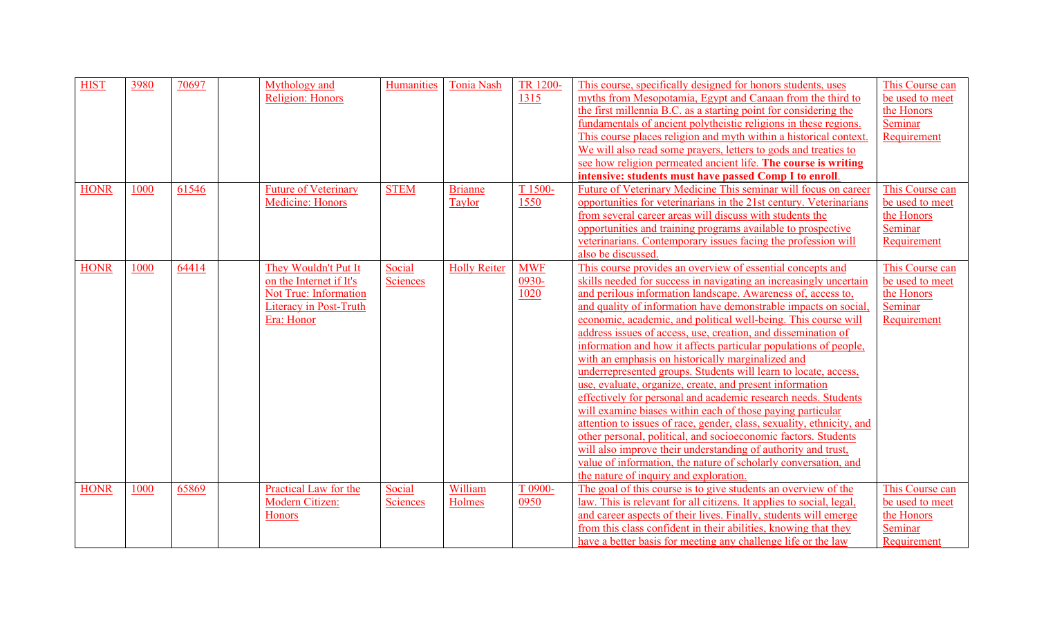| HIST | 3980 | 70697 | | Mythology and Religion: Honors | Humanities | Tonia Nash | TR 1200-1315 | This course, specifically designed for honors students, uses myths from Mesopotamia, Egypt and Canaan from the third to the first millennia B.C. as a starting point for considering the fundamentals of ancient polytheistic religions in these regions. This course places religion and myth within a historical context. We will also read some prayers, letters to gods and treaties to see how religion permeated ancient life. **The course is writing intensive: students must have passed Comp I to enroll**. | This Course can be used to meet the Honors Seminar Requirement |
|---|---|---|---|---|---|---|---|---|---|
| HONR | 1000 | 61546 | | Future of Veterinary Medicine: Honors | STEM | Brianne Taylor | T 1500-1550 | Future of Veterinary Medicine This seminar will focus on career opportunities for veterinarians in the 21st century. Veterinarians from several career areas will discuss with students the opportunities and training programs available to prospective veterinarians. Contemporary issues facing the profession will also be discussed. | This Course can be used to meet the Honors Seminar Requirement |
| HONR | 1000 | 64414 | | They Wouldn't Put It on the Internet if It's Not True: Information Literacy in Post-Truth Era: Honor | Social Sciences | Holly Reiter | MWF 0930-1020 | This course provides an overview of essential concepts and skills needed for success in navigating an increasingly uncertain and perilous information landscape. Awareness of, access to, and quality of information have demonstrable impacts on social, economic, academic, and political well-being. This course will address issues of access, use, creation, and dissemination of information and how it affects particular populations of people, with an emphasis on historically marginalized and underrepresented groups. Students will learn to locate, access, use, evaluate, organize, create, and present information effectively for personal and academic research needs. Students will examine biases within each of those paying particular attention to issues of race, gender, class, sexuality, ethnicity, and other personal, political, and socioeconomic factors. Students will also improve their understanding of authority and trust, value of information, the nature of scholarly conversation, and the nature of inquiry and exploration. | This Course can be used to meet the Honors Seminar Requirement |
| HONR | 1000 | 65869 | | Practical Law for the Modern Citizen: Honors | Social Sciences | William Holmes | T 0900-0950 | The goal of this course is to give students an overview of the law. This is relevant for all citizens. It applies to social, legal, and career aspects of their lives. Finally, students will emerge from this class confident in their abilities, knowing that they have a better basis for meeting any challenge life or the law | This Course can be used to meet the Honors Seminar Requirement |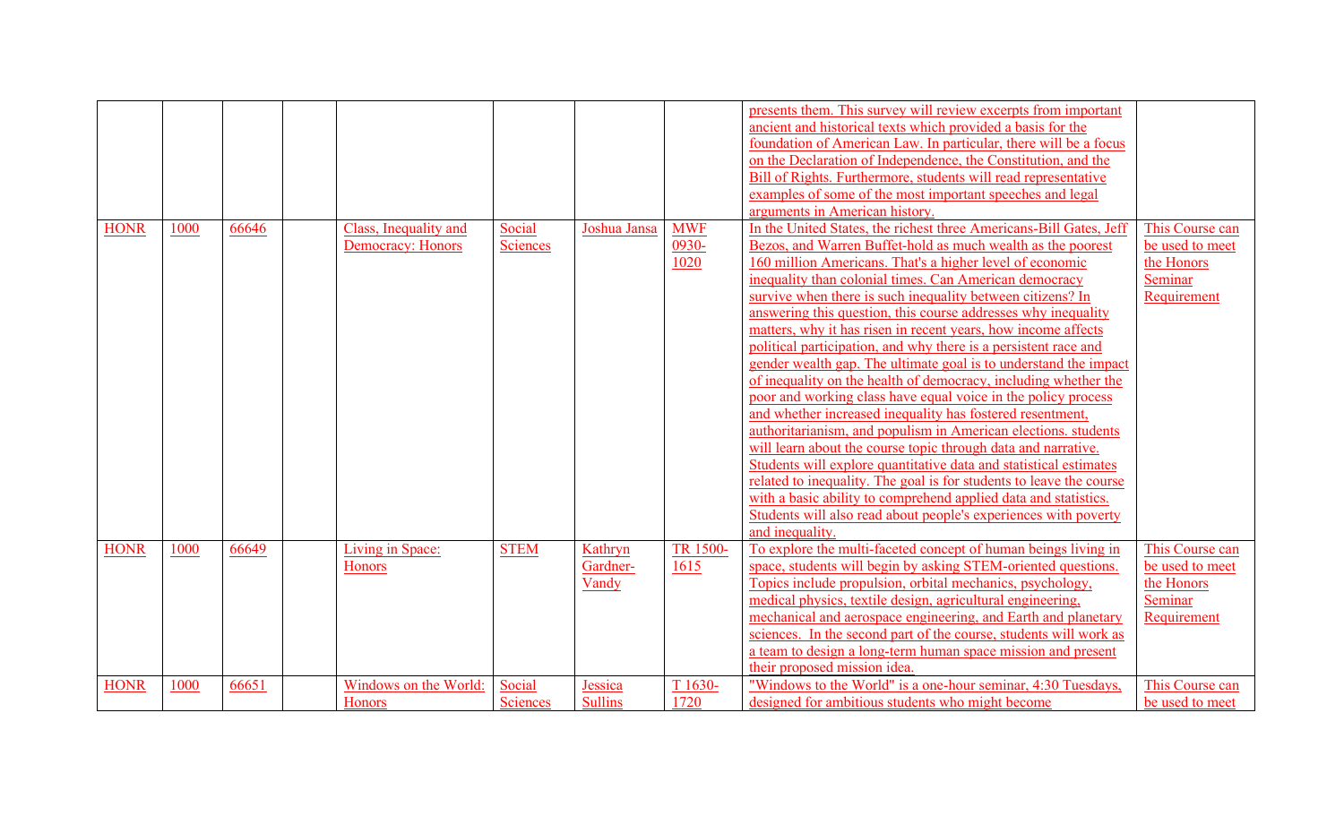| | | | | | | | | | |
|---|---|---|---|---|---|---|---|---|---|
| | | | | | | | | presents them. This survey will review excerpts from important ancient and historical texts which provided a basis for the foundation of American Law. In particular, there will be a focus on the Declaration of Independence, the Constitution, and the Bill of Rights. Furthermore, students will read representative examples of some of the most important speeches and legal arguments in American history. | |
| HONR | 1000 | 66646 | | Class, Inequality and Democracy: Honors | Social Sciences | Joshua Jansa | MWF 0930-1020 | In the United States, the richest three Americans-Bill Gates, Jeff Bezos, and Warren Buffet-hold as much wealth as the poorest 160 million Americans. That's a higher level of economic inequality than colonial times. Can American democracy survive when there is such inequality between citizens? In answering this question, this course addresses why inequality matters, why it has risen in recent years, how income affects political participation, and why there is a persistent race and gender wealth gap. The ultimate goal is to understand the impact of inequality on the health of democracy, including whether the poor and working class have equal voice in the policy process and whether increased inequality has fostered resentment, authoritarianism, and populism in American elections. students will learn about the course topic through data and narrative. Students will explore quantitative data and statistical estimates related to inequality. The goal is for students to leave the course with a basic ability to comprehend applied data and statistics. Students will also read about people's experiences with poverty and inequality. | This Course can be used to meet the Honors Seminar Requirement |
| HONR | 1000 | 66649 | | Living in Space: Honors | STEM | Kathryn Gardner-Vandy | TR 1500-1615 | To explore the multi-faceted concept of human beings living in space, students will begin by asking STEM-oriented questions. Topics include propulsion, orbital mechanics, psychology, medical physics, textile design, agricultural engineering, mechanical and aerospace engineering, and Earth and planetary sciences. In the second part of the course, students will work as a team to design a long-term human space mission and present their proposed mission idea. | This Course can be used to meet the Honors Seminar Requirement |
| HONR | 1000 | 66651 | | Windows on the World: Honors | Social Sciences | Jessica Sullins | T 1630-1720 | "Windows to the World" is a one-hour seminar, 4:30 Tuesdays, designed for ambitious students who might become | This Course can be used to meet |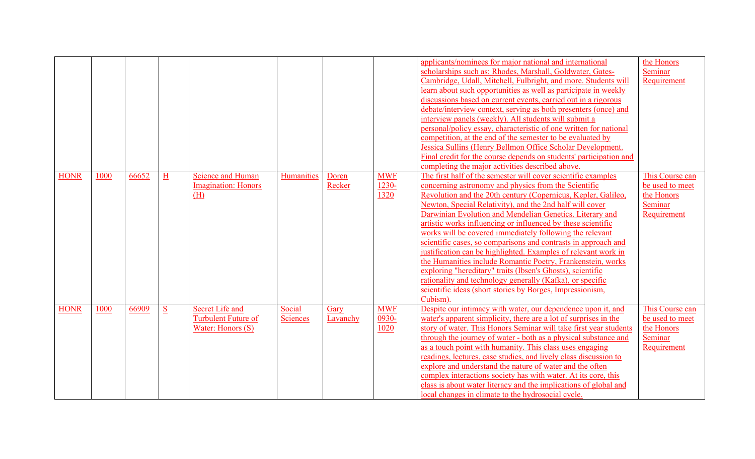| | | | | | | | | | |
|---|---|---|---|---|---|---|---|---|---|
| | | | | | | | | applicants/nominees for major national and international scholarships such as: Rhodes, Marshall, Goldwater, Gates-Cambridge, Udall, Mitchell, Fulbright, and more. Students will learn about such opportunities as well as participate in weekly discussions based on current events, carried out in a rigorous debate/interview context, serving as both presenters (once) and interview panels (weekly). All students will submit a personal/policy essay, characteristic of one written for national competition, at the end of the semester to be evaluated by Jessica Sullins (Henry Bellmon Office Scholar Development. Final credit for the course depends on students' participation and completing the major activities described above. | the Honors Seminar Requirement |
| HONR | 1000 | 66652 | H | Science and Human Imagination: Honors (H) | Humanities | Doren Recker | MWF 1230-1320 | The first half of the semester will cover scientific examples concerning astronomy and physics from the Scientific Revolution and the 20th century (Copernicus, Kepler, Galileo, Newton, Special Relativity), and the 2nd half will cover Darwinian Evolution and Mendelian Genetics. Literary and artistic works influencing or influenced by these scientific works will be covered immediately following the relevant scientific cases, so comparisons and contrasts in approach and justification can be highlighted. Examples of relevant work in the Humanities include Romantic Poetry, Frankenstein, works exploring "hereditary" traits (Ibsen's Ghosts), scientific rationality and technology generally (Kafka), or specific scientific ideas (short stories by Borges, Impressionism, Cubism). | This Course can be used to meet the Honors Seminar Requirement |
| HONR | 1000 | 66909 | S | Secret Life and Turbulent Future of Water: Honors (S) | Social Sciences | Gary Lavanchy | MWF 0930-1020 | Despite our intimacy with water, our dependence upon it, and water's apparent simplicity, there are a lot of surprises in the story of water. This Honors Seminar will take first year students through the journey of water - both as a physical substance and as a touch point with humanity. This class uses engaging readings, lectures, case studies, and lively class discussion to explore and understand the nature of water and the often complex interactions society has with water. At its core, this class is about water literacy and the implications of global and local changes in climate to the hydrosocial cycle. | This Course can be used to meet the Honors Seminar Requirement |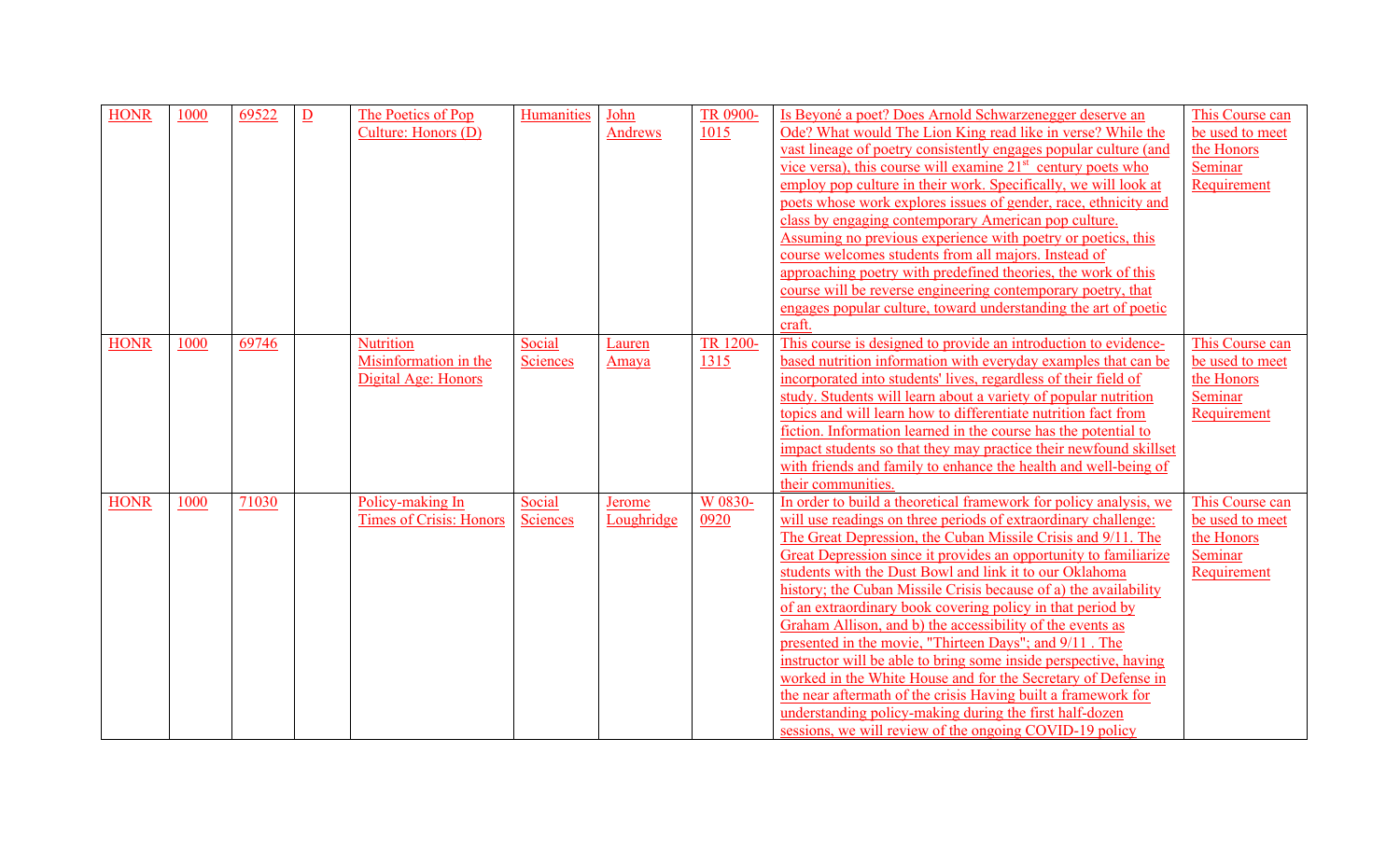| HONR | 1000 | 69522 | D | The Poetics of Pop Culture: Honors (D) | Humanities | John Andrews | TR 0900-1015 | Is Beyoné a poet? Does Arnold Schwarzenegger deserve an Ode? What would The Lion King read like in verse? While the vast lineage of poetry consistently engages popular culture (and vice versa), this course will examine 21st century poets who employ pop culture in their work. Specifically, we will look at poets whose work explores issues of gender, race, ethnicity and class by engaging contemporary American pop culture. Assuming no previous experience with poetry or poetics, this course welcomes students from all majors. Instead of approaching poetry with predefined theories, the work of this course will be reverse engineering contemporary poetry, that engages popular culture, toward understanding the art of poetic craft. | This Course can be used to meet the Honors Seminar Requirement |
|---|---|---|---|---|---|---|---|---|---|
| HONR | 1000 | 69746 | | Nutrition Misinformation in the Digital Age: Honors | Social Sciences | Lauren Amaya | TR 1200-1315 | This course is designed to provide an introduction to evidence-based nutrition information with everyday examples that can be incorporated into students' lives, regardless of their field of study. Students will learn about a variety of popular nutrition topics and will learn how to differentiate nutrition fact from fiction. Information learned in the course has the potential to impact students so that they may practice their newfound skillset with friends and family to enhance the health and well-being of their communities. | This Course can be used to meet the Honors Seminar Requirement |
| HONR | 1000 | 71030 | | Policy-making In Times of Crisis: Honors | Social Sciences | Jerome Loughridge | W 0830-0920 | In order to build a theoretical framework for policy analysis, we will use readings on three periods of extraordinary challenge: The Great Depression, the Cuban Missile Crisis and 9/11. The Great Depression since it provides an opportunity to familiarize students with the Dust Bowl and link it to our Oklahoma history; the Cuban Missile Crisis because of a) the availability of an extraordinary book covering policy in that period by Graham Allison, and b) the accessibility of the events as presented in the movie, "Thirteen Days"; and 9/11 . The instructor will be able to bring some inside perspective, having worked in the White House and for the Secretary of Defense in the near aftermath of the crisis Having built a framework for understanding policy-making during the first half-dozen sessions, we will review of the ongoing COVID-19 policy | This Course can be used to meet the Honors Seminar Requirement |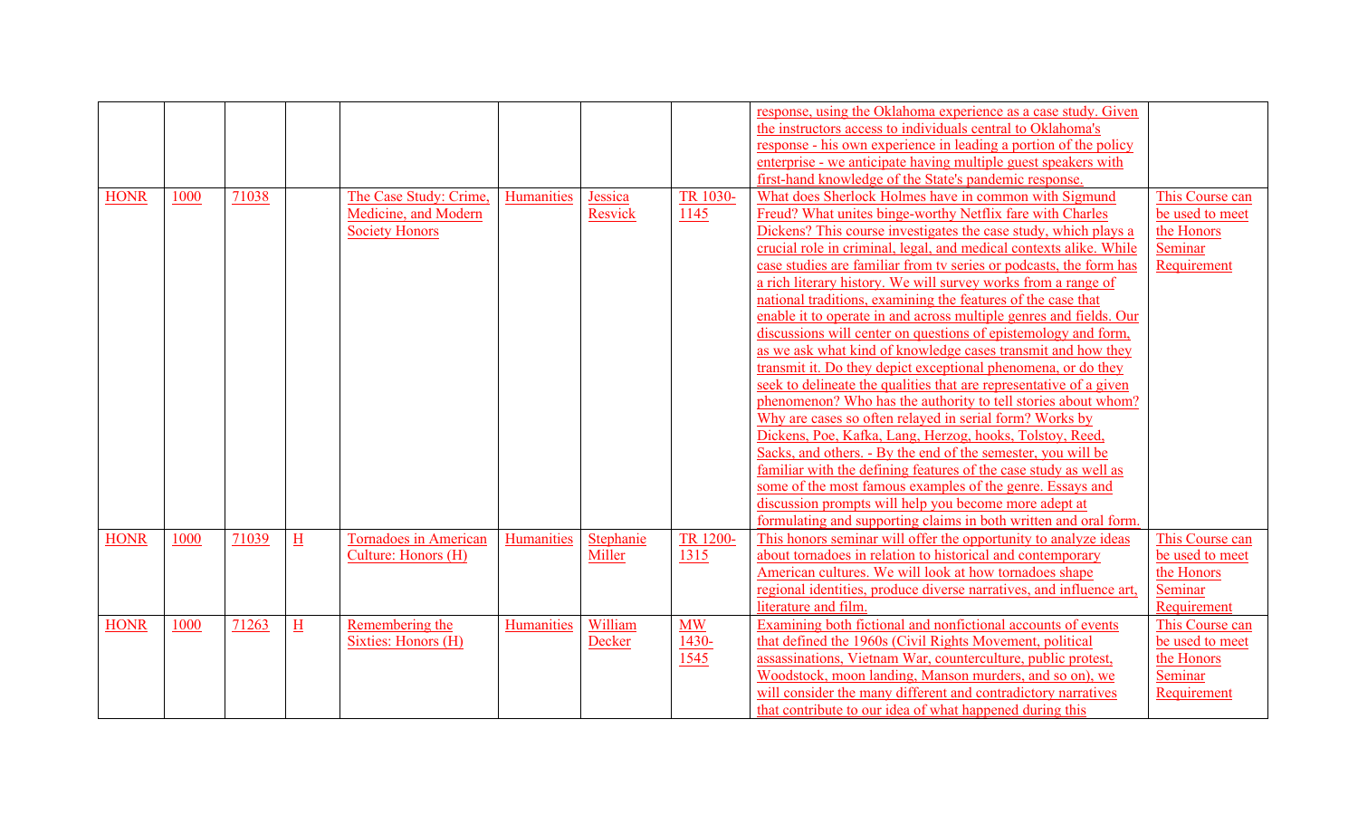| | | | | | | | | | |
|---|---|---|---|---|---|---|---|---|---|
| | | | | | | | | response, using the Oklahoma experience as a case study. Given the instructors access to individuals central to Oklahoma's response - his own experience in leading a portion of the policy enterprise - we anticipate having multiple guest speakers with first-hand knowledge of the State's pandemic response. | |
| HONR | 1000 | 71038 | | The Case Study: Crime, Medicine, and Modern Society Honors | Humanities | Jessica Resvick | TR 1030-1145 | What does Sherlock Holmes have in common with Sigmund Freud? What unites binge-worthy Netflix fare with Charles Dickens? This course investigates the case study, which plays a crucial role in criminal, legal, and medical contexts alike. While case studies are familiar from tv series or podcasts, the form has a rich literary history. We will survey works from a range of national traditions, examining the features of the case that enable it to operate in and across multiple genres and fields. Our discussions will center on questions of epistemology and form, as we ask what kind of knowledge cases transmit and how they transmit it. Do they depict exceptional phenomena, or do they seek to delineate the qualities that are representative of a given phenomenon? Who has the authority to tell stories about whom? Why are cases so often relayed in serial form? Works by Dickens, Poe, Kafka, Lang, Herzog, hooks, Tolstoy, Reed, Sacks, and others. - By the end of the semester, you will be familiar with the defining features of the case study as well as some of the most famous examples of the genre. Essays and discussion prompts will help you become more adept at formulating and supporting claims in both written and oral form. | This Course can be used to meet the Honors Seminar Requirement |
| HONR | 1000 | 71039 | H | Tornadoes in American Culture: Honors (H) | Humanities | Stephanie Miller | TR 1200-1315 | This honors seminar will offer the opportunity to analyze ideas about tornadoes in relation to historical and contemporary American cultures. We will look at how tornadoes shape regional identities, produce diverse narratives, and influence art, literature and film. | This Course can be used to meet the Honors Seminar Requirement |
| HONR | 1000 | 71263 | H | Remembering the Sixties: Honors (H) | Humanities | William Decker | MW 1430-1545 | Examining both fictional and nonfictional accounts of events that defined the 1960s (Civil Rights Movement, political assassinations, Vietnam War, counterculture, public protest, Woodstock, moon landing, Manson murders, and so on), we will consider the many different and contradictory narratives that contribute to our idea of what happened during this | This Course can be used to meet the Honors Seminar Requirement |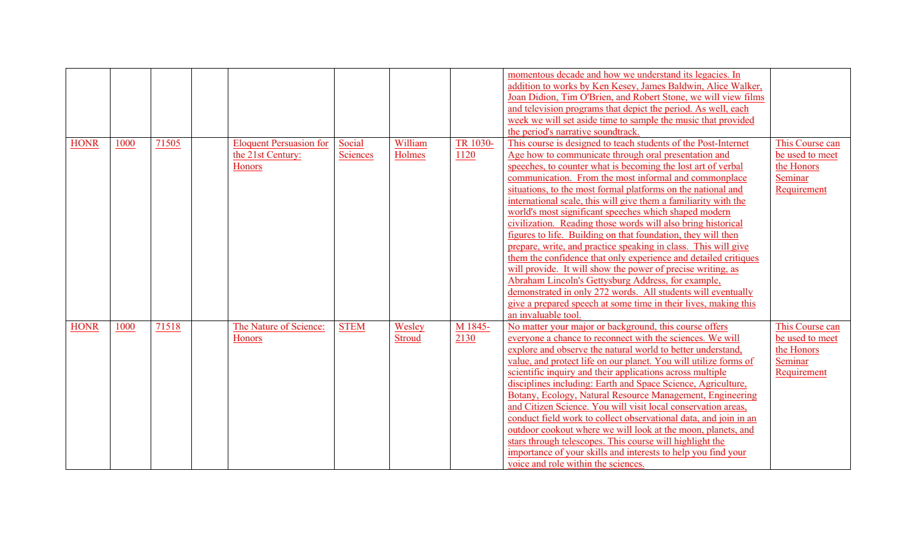| | | | | | | | | | |
|---|---|---|---|---|---|---|---|---|---|
| | | | | | | | | momentous decade and how we understand its legacies. In addition to works by Ken Kesey, James Baldwin, Alice Walker, Joan Didion, Tim O'Brien, and Robert Stone, we will view films and television programs that depict the period. As well, each week we will set aside time to sample the music that provided the period's narrative soundtrack. | |
| HONR | 1000 | 71505 | | Eloquent Persuasion for the 21st Century: Honors | Social Sciences | William Holmes | TR 1030-1120 | This course is designed to teach students of the Post-Internet Age how to communicate through oral presentation and speeches, to counter what is becoming the lost art of verbal communication. From the most informal and commonplace situations, to the most formal platforms on the national and international scale, this will give them a familiarity with the world's most significant speeches which shaped modern civilization. Reading those words will also bring historical figures to life. Building on that foundation, they will then prepare, write, and practice speaking in class. This will give them the confidence that only experience and detailed critiques will provide. It will show the power of precise writing, as Abraham Lincoln's Gettysburg Address, for example, demonstrated in only 272 words. All students will eventually give a prepared speech at some time in their lives, making this an invaluable tool. | This Course can be used to meet the Honors Seminar Requirement |
| HONR | 1000 | 71518 | | The Nature of Science: Honors | STEM | Wesley Stroud | M 1845-2130 | No matter your major or background, this course offers everyone a chance to reconnect with the sciences. We will explore and observe the natural world to better understand, value, and protect life on our planet. You will utilize forms of scientific inquiry and their applications across multiple disciplines including: Earth and Space Science, Agriculture, Botany, Ecology, Natural Resource Management, Engineering and Citizen Science. You will visit local conservation areas, conduct field work to collect observational data, and join in an outdoor cookout where we will look at the moon, planets, and stars through telescopes. This course will highlight the importance of your skills and interests to help you find your voice and role within the sciences. | This Course can be used to meet the Honors Seminar Requirement |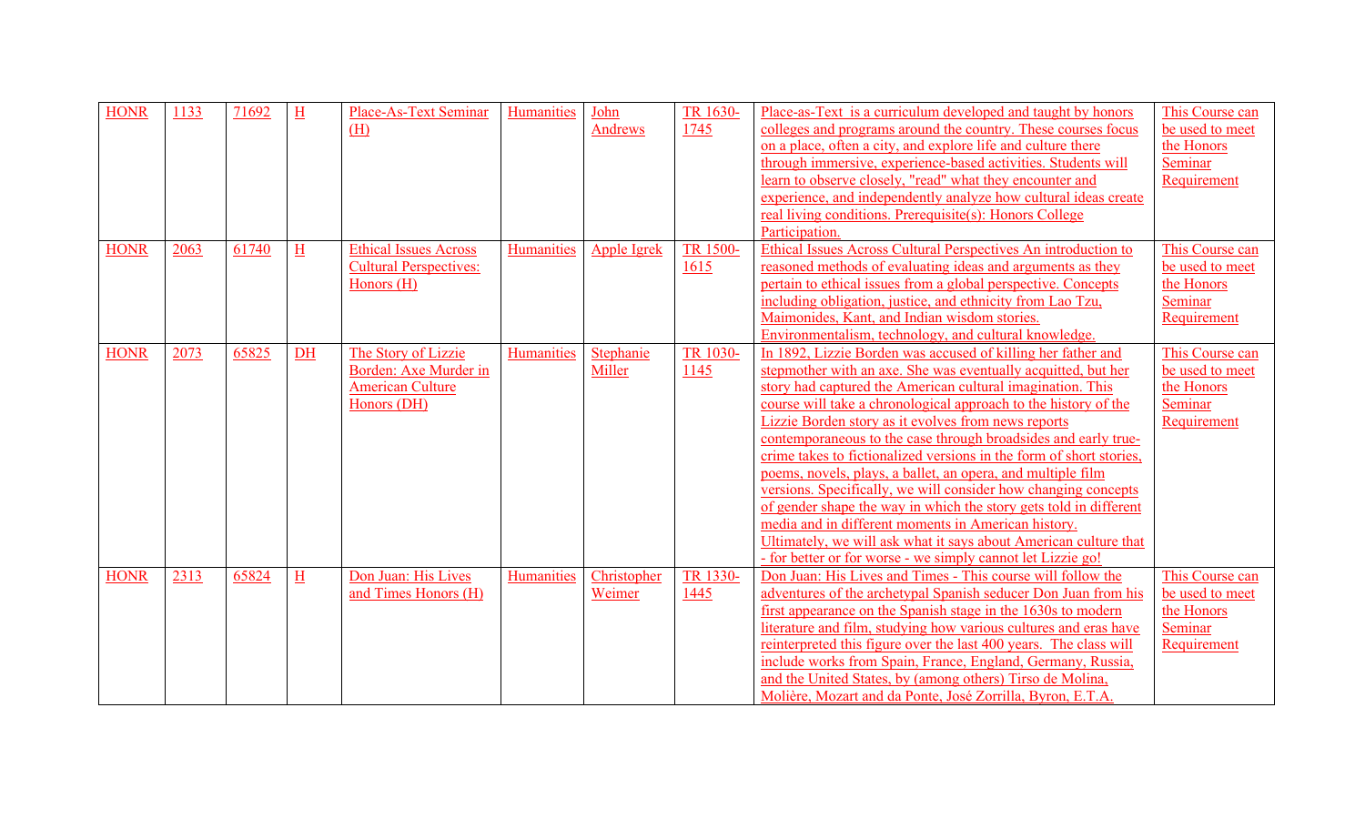| HONR | 1133 | 71692 | H | Place-As-Text Seminar (H) | Humanities | John Andrews | TR 1630-1745 | Place-as-Text is a curriculum developed and taught by honors colleges and programs around the country. These courses focus on a place, often a city, and explore life and culture there through immersive, experience-based activities. Students will learn to observe closely, "read" what they encounter and experience, and independently analyze how cultural ideas create real living conditions. Prerequisite(s): Honors College Participation. | This Course can be used to meet the Honors Seminar Requirement |
|---|---|---|---|---|---|---|---|---|---|
| HONR | 2063 | 61740 | H | Ethical Issues Across Cultural Perspectives: Honors (H) | Humanities | Apple Igrek | TR 1500-1615 | Ethical Issues Across Cultural Perspectives An introduction to reasoned methods of evaluating ideas and arguments as they pertain to ethical issues from a global perspective. Concepts including obligation, justice, and ethnicity from Lao Tzu, Maimonides, Kant, and Indian wisdom stories. Environmentalism, technology, and cultural knowledge. | This Course can be used to meet the Honors Seminar Requirement |
| HONR | 2073 | 65825 | DH | The Story of Lizzie Borden: Axe Murder in American Culture Honors (DH) | Humanities | Stephanie Miller | TR 1030-1145 | In 1892, Lizzie Borden was accused of killing her father and stepmother with an axe. She was eventually acquitted, but her story had captured the American cultural imagination. This course will take a chronological approach to the history of the Lizzie Borden story as it evolves from news reports contemporaneous to the case through broadsides and early true-crime takes to fictionalized versions in the form of short stories, poems, novels, plays, a ballet, an opera, and multiple film versions. Specifically, we will consider how changing concepts of gender shape the way in which the story gets told in different media and in different moments in American history. Ultimately, we will ask what it says about American culture that - for better or for worse - we simply cannot let Lizzie go! | This Course can be used to meet the Honors Seminar Requirement |
| HONR | 2313 | 65824 | H | Don Juan: His Lives and Times Honors (H) | Humanities | Christopher Weimer | TR 1330-1445 | Don Juan: His Lives and Times - This course will follow the adventures of the archetypal Spanish seducer Don Juan from his first appearance on the Spanish stage in the 1630s to modern literature and film, studying how various cultures and eras have reinterpreted this figure over the last 400 years. The class will include works from Spain, France, England, Germany, Russia, and the United States, by (among others) Tirso de Molina, Molière, Mozart and da Ponte, José Zorrilla, Byron, E.T.A. | This Course can be used to meet the Honors Seminar Requirement |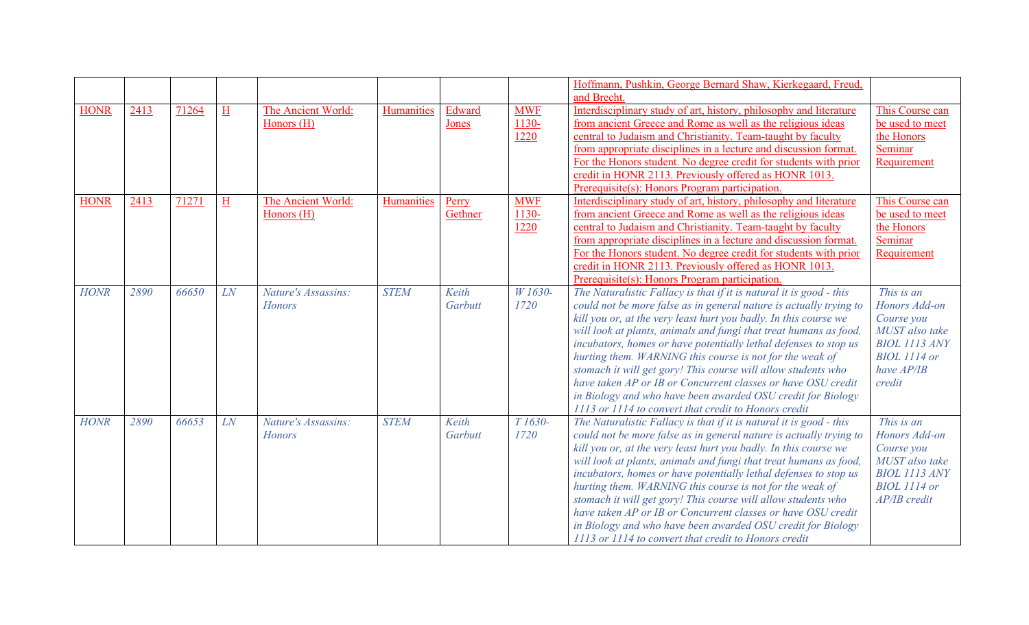| | | | | | | | | | |
|---|---|---|---|---|---|---|---|---|---|
| | | | | | | | | Hoffmann, Pushkin, George Bernard Shaw, Kierkegaard, Freud, and Brecht. | |
| HONR | 2413 | 71264 | H | The Ancient World: Honors (H) | Humanities | Edward Jones | MWF 1130-1220 | Interdisciplinary study of art, history, philosophy and literature from ancient Greece and Rome as well as the religious ideas central to Judaism and Christianity. Team-taught by faculty from appropriate disciplines in a lecture and discussion format. For the Honors student. No degree credit for students with prior credit in HONR 2113. Previously offered as HONR 1013. Prerequisite(s): Honors Program participation. | This Course can be used to meet the Honors Seminar Requirement |
| HONR | 2413 | 71271 | H | The Ancient World: Honors (H) | Humanities | Perry Gethner | MWF 1130-1220 | Interdisciplinary study of art, history, philosophy and literature from ancient Greece and Rome as well as the religious ideas central to Judaism and Christianity. Team-taught by faculty from appropriate disciplines in a lecture and discussion format. For the Honors student. No degree credit for students with prior credit in HONR 2113. Previously offered as HONR 1013. Prerequisite(s): Honors Program participation. | This Course can be used to meet the Honors Seminar Requirement |
| *HONR* | *2890* | *66650* | *LN* | *Nature's Assassins: Honors* | *STEM* | *Keith Garbutt* | *W 1630-1720* | *The Naturalistic Fallacy is that if it is natural it is good - this could not be more false as in general nature is actually trying to kill you or, at the very least hurt you badly. In this course we will look at plants, animals and fungi that treat humans as food, incubators, homes or have potentially lethal defenses to stop us hurting them. WARNING this course is not for the weak of stomach it will get gory! This course will allow students who have taken AP or IB or Concurrent classes or have OSU credit in Biology and who have been awarded OSU credit for Biology 1113 or 1114 to convert that credit to Honors credit* | *This is an Honors Add-on Course you MUST also take BIOL 1113 ANY BIOL 1114 or have AP/IB credit* |
| *HONR* | *2890* | *66653* | *LN* | *Nature's Assassins: Honors* | *STEM* | *Keith Garbutt* | *T 1630-1720* | *The Naturalistic Fallacy is that if it is natural it is good - this could not be more false as in general nature is actually trying to kill you or, at the very least hurt you badly. In this course we will look at plants, animals and fungi that treat humans as food, incubators, homes or have potentially lethal defenses to stop us hurting them. WARNING this course is not for the weak of stomach it will get gory! This course will allow students who have taken AP or IB or Concurrent classes or have OSU credit in Biology and who have been awarded OSU credit for Biology 1113 or 1114 to convert that credit to Honors credit* | *This is an Honors Add-on Course you MUST also take BIOL 1113 ANY BIOL 1114 or AP/IB credit* |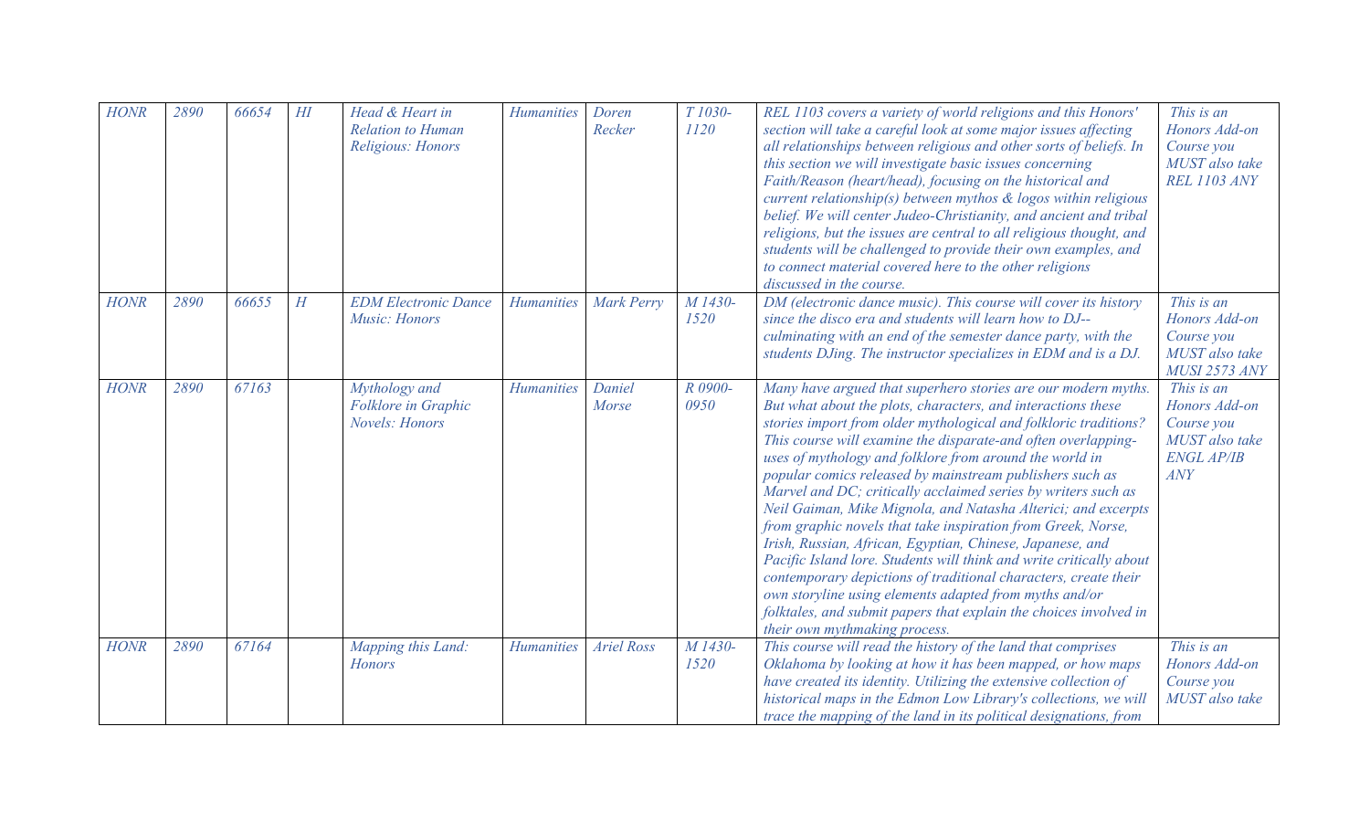| HONR | 2890 | 66654 | HI | Head & Heart in Relation to Human Religious: Honors | Humanities | Doren Recker | T 1030-1120 | REL 1103 covers a variety of world religions and this Honors' section will take a careful look at some major issues affecting all relationships between religious and other sorts of beliefs. In this section we will investigate basic issues concerning Faith/Reason (heart/head), focusing on the historical and current relationship(s) between mythos & logos within religious belief. We will center Judeo-Christianity, and ancient and tribal religions, but the issues are central to all religious thought, and students will be challenged to provide their own examples, and to connect material covered here to the other religions discussed in the course. | This is an Honors Add-on Course you MUST also take REL 1103 ANY |
|---|---|---|---|---|---|---|---|---|---|
| HONR | 2890 | 66655 | H | EDM Electronic Dance Music: Honors | Humanities | Mark Perry | M 1430-1520 | DM (electronic dance music). This course will cover its history since the disco era and students will learn how to DJ--culminating with an end of the semester dance party, with the students DJing. The instructor specializes in EDM and is a DJ. | This is an Honors Add-on Course you MUST also take MUSI 2573 ANY |
| HONR | 2890 | 67163 | | Mythology and Folklore in Graphic Novels: Honors | Humanities | Daniel Morse | R 0900-0950 | Many have argued that superhero stories are our modern myths. But what about the plots, characters, and interactions these stories import from older mythological and folkloric traditions? This course will examine the disparate-and often overlapping-uses of mythology and folklore from around the world in popular comics released by mainstream publishers such as Marvel and DC; critically acclaimed series by writers such as Neil Gaiman, Mike Mignola, and Natasha Alterici; and excerpts from graphic novels that take inspiration from Greek, Norse, Irish, Russian, African, Egyptian, Chinese, Japanese, and Pacific Island lore. Students will think and write critically about contemporary depictions of traditional characters, create their own storyline using elements adapted from myths and/or folktales, and submit papers that explain the choices involved in their own mythmaking process. | This is an Honors Add-on Course you MUST also take ENGL AP/IB ANY |
| HONR | 2890 | 67164 | | Mapping this Land: Honors | Humanities | Ariel Ross | M 1430-1520 | This course will read the history of the land that comprises Oklahoma by looking at how it has been mapped, or how maps have created its identity. Utilizing the extensive collection of historical maps in the Edmon Low Library's collections, we will trace the mapping of the land in its political designations, from | This is an Honors Add-on Course you MUST also take |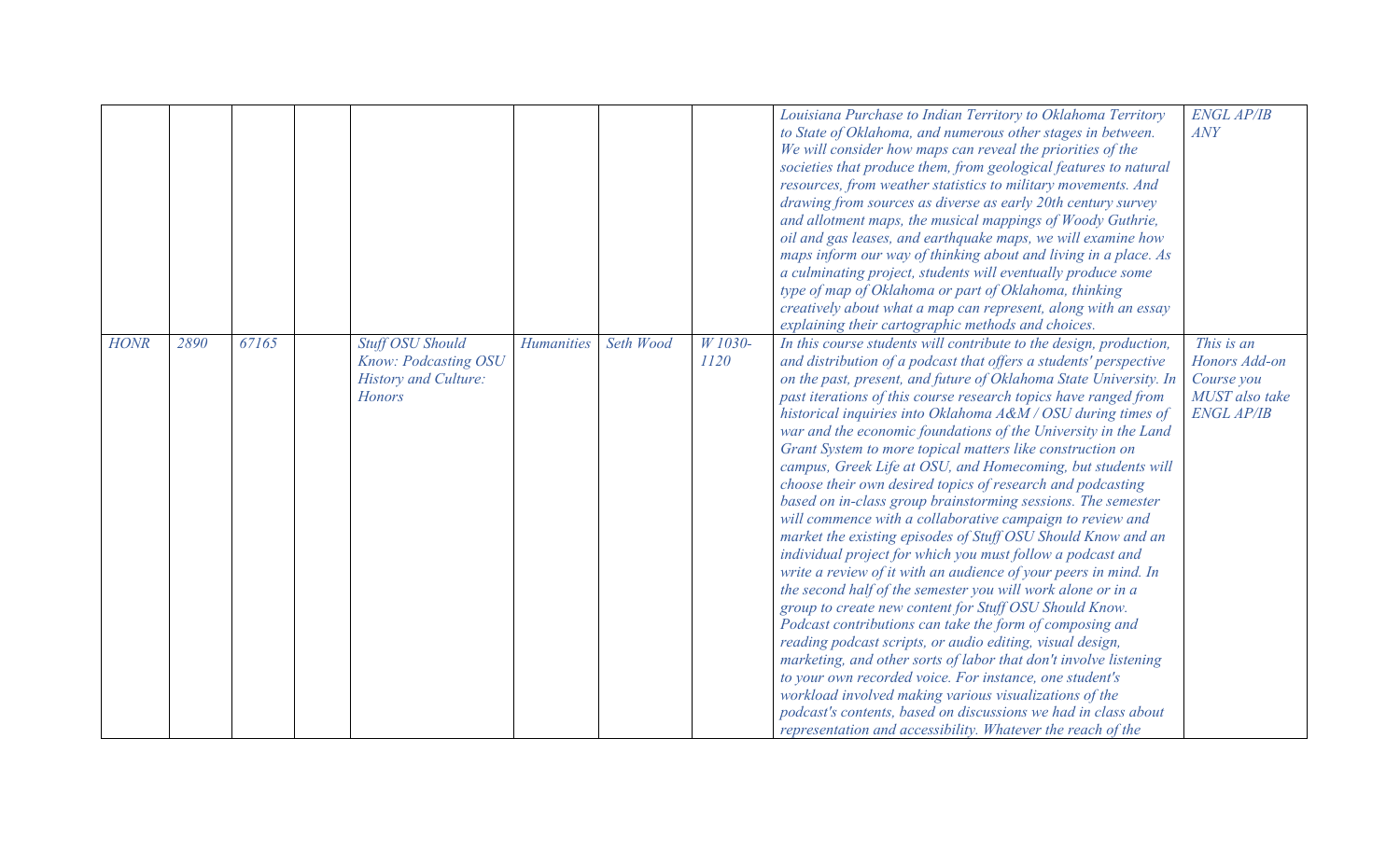|  |  |  |  |  |  |  |  |  |  |
|---|---|---|---|---|---|---|---|---|---|
|  |  |  |  |  |  |  |  | *Louisiana Purchase to Indian Territory to Oklahoma Territory to State of Oklahoma, and numerous other stages in between. We will consider how maps can reveal the priorities of the societies that produce them, from geological features to natural resources, from weather statistics to military movements. And drawing from sources as diverse as early 20th century survey and allotment maps, the musical mappings of Woody Guthrie, oil and gas leases, and earthquake maps, we will examine how maps inform our way of thinking about and living in a place. As a culminating project, students will eventually produce some type of map of Oklahoma or part of Oklahoma, thinking creatively about what a map can represent, along with an essay explaining their cartographic methods and choices.* | *ENGL AP/IB ANY* |
| *HONR* | *2890* | *67165* |  | *Stuff OSU Should Know: Podcasting OSU History and Culture: Honors* | *Humanities* | *Seth Wood* | *W 1030-1120* | *In this course students will contribute to the design, production, and distribution of a podcast that offers a students' perspective on the past, present, and future of Oklahoma State University. In past iterations of this course research topics have ranged from historical inquiries into Oklahoma A&M / OSU during times of war and the economic foundations of the University in the Land Grant System to more topical matters like construction on campus, Greek Life at OSU, and Homecoming, but students will choose their own desired topics of research and podcasting based on in-class group brainstorming sessions. The semester will commence with a collaborative campaign to review and market the existing episodes of Stuff OSU Should Know and an individual project for which you must follow a podcast and write a review of it with an audience of your peers in mind. In the second half of the semester you will work alone or in a group to create new content for Stuff OSU Should Know. Podcast contributions can take the form of composing and reading podcast scripts, or audio editing, visual design, marketing, and other sorts of labor that don't involve listening to your own recorded voice. For instance, one student's workload involved making various visualizations of the podcast's contents, based on discussions we had in class about representation and accessibility. Whatever the reach of the* | *This is an Honors Add-on Course you MUST also take ENGL AP/IB* |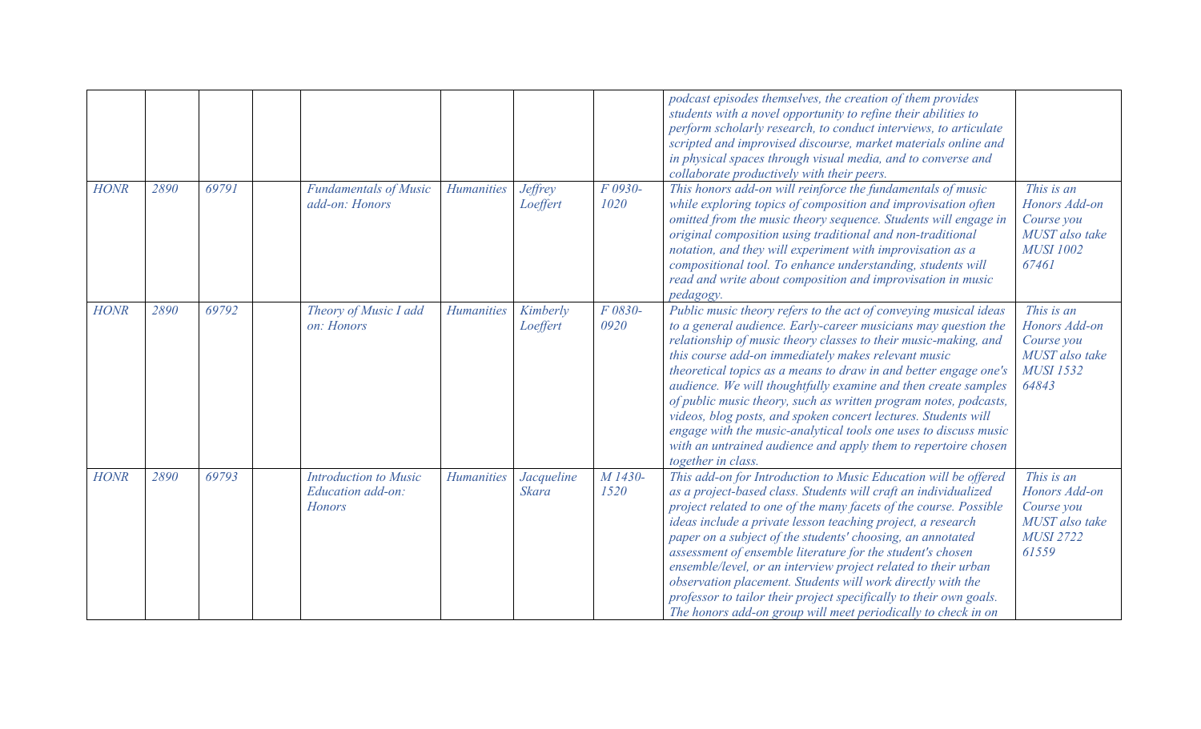| | | | | | | | | | |
|---|---|---|---|---|---|---|---|---|---|
| | | | | | | | | *podcast episodes themselves, the creation of them provides students with a novel opportunity to refine their abilities to perform scholarly research, to conduct interviews, to articulate scripted and improvised discourse, market materials online and in physical spaces through visual media, and to converse and collaborate productively with their peers.* | |
| *HONR* | *2890* | *69791* | | *Fundamentals of Music add-on: Honors* | *Humanities* | *Jeffrey Loeffert* | *F 0930-1020* | *This honors add-on will reinforce the fundamentals of music while exploring topics of composition and improvisation often omitted from the music theory sequence. Students will engage in original composition using traditional and non-traditional notation, and they will experiment with improvisation as a compositional tool. To enhance understanding, students will read and write about composition and improvisation in music pedagogy.* | *This is an Honors Add-on Course you MUST also take MUSI 1002 67461* |
| *HONR* | *2890* | *69792* | | *Theory of Music I add on: Honors* | *Humanities* | *Kimberly Loeffert* | *F 0830-0920* | *Public music theory refers to the act of conveying musical ideas to a general audience. Early-career musicians may question the relationship of music theory classes to their music-making, and this course add-on immediately makes relevant music theoretical topics as a means to draw in and better engage one's audience. We will thoughtfully examine and then create samples of public music theory, such as written program notes, podcasts, videos, blog posts, and spoken concert lectures. Students will engage with the music-analytical tools one uses to discuss music with an untrained audience and apply them to repertoire chosen together in class.* | *This is an Honors Add-on Course you MUST also take MUSI 1532 64843* |
| *HONR* | *2890* | *69793* | | *Introduction to Music Education add-on: Honors* | *Humanities* | *Jacqueline Skara* | *M 1430-1520* | *This add-on for Introduction to Music Education will be offered as a project-based class. Students will craft an individualized project related to one of the many facets of the course. Possible ideas include a private lesson teaching project, a research paper on a subject of the students' choosing, an annotated assessment of ensemble literature for the student's chosen ensemble/level, or an interview project related to their urban observation placement. Students will work directly with the professor to tailor their project specifically to their own goals. The honors add-on group will meet periodically to check in on* | *This is an Honors Add-on Course you MUST also take MUSI 2722 61559* |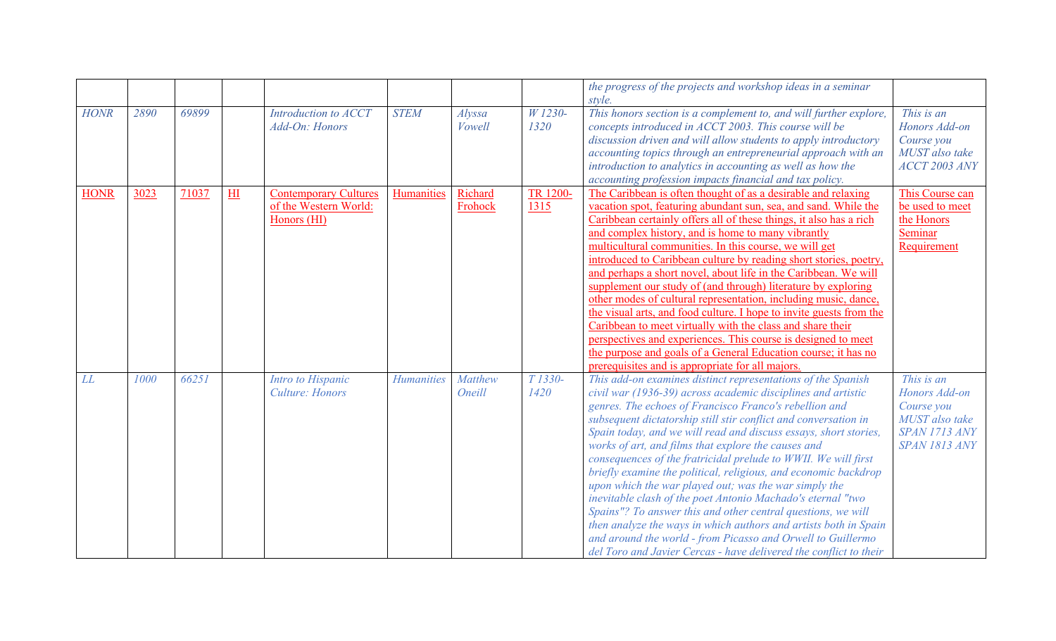| | | | | | | | | | |
|---|---|---|---|---|---|---|---|---|---|
| | | | | | | | | *the progress of the projects and workshop ideas in a seminar style.* | |
| *HONR* | *2890* | *69899* | | *Introduction to ACCT Add-On: Honors* | *STEM* | *Alyssa Vowell* | *W 1230-1320* | *This honors section is a complement to, and will further explore, concepts introduced in ACCT 2003. This course will be discussion driven and will allow students to apply introductory accounting topics through an entrepreneurial approach with an introduction to analytics in accounting as well as how the accounting profession impacts financial and tax policy.* | *This is an Honors Add-on Course you MUST also take ACCT 2003 ANY* |
| HONR | 3023 | 71037 | HI | Contemporary Cultures of the Western World: Honors (HI) | Humanities | Richard Frohock | TR 1200-1315 | The Caribbean is often thought of as a desirable and relaxing vacation spot, featuring abundant sun, sea, and sand. While the Caribbean certainly offers all of these things, it also has a rich and complex history, and is home to many vibrantly multicultural communities. In this course, we will get introduced to Caribbean culture by reading short stories, poetry, and perhaps a short novel, about life in the Caribbean. We will supplement our study of (and through) literature by exploring other modes of cultural representation, including music, dance, the visual arts, and food culture. I hope to invite guests from the Caribbean to meet virtually with the class and share their perspectives and experiences. This course is designed to meet the purpose and goals of a General Education course; it has no prerequisites and is appropriate for all majors. | This Course can be used to meet the Honors Seminar Requirement |
| *LL* | *1000* | *66251* | | *Intro to Hispanic Culture: Honors* | *Humanities* | *Matthew Oneill* | *T 1330-1420* | *This add-on examines distinct representations of the Spanish civil war (1936-39) across academic disciplines and artistic genres. The echoes of Francisco Franco's rebellion and subsequent dictatorship still stir conflict and conversation in Spain today, and we will read and discuss essays, short stories, works of art, and films that explore the causes and consequences of the fratricidal prelude to WWII. We will first briefly examine the political, religious, and economic backdrop upon which the war played out; was the war simply the inevitable clash of the poet Antonio Machado's eternal "two Spains"? To answer this and other central questions, we will then analyze the ways in which authors and artists both in Spain and around the world - from Picasso and Orwell to Guillermo del Toro and Javier Cercas - have delivered the conflict to their* | *This is an Honors Add-on Course you MUST also take SPAN 1713 ANY SPAN 1813 ANY* |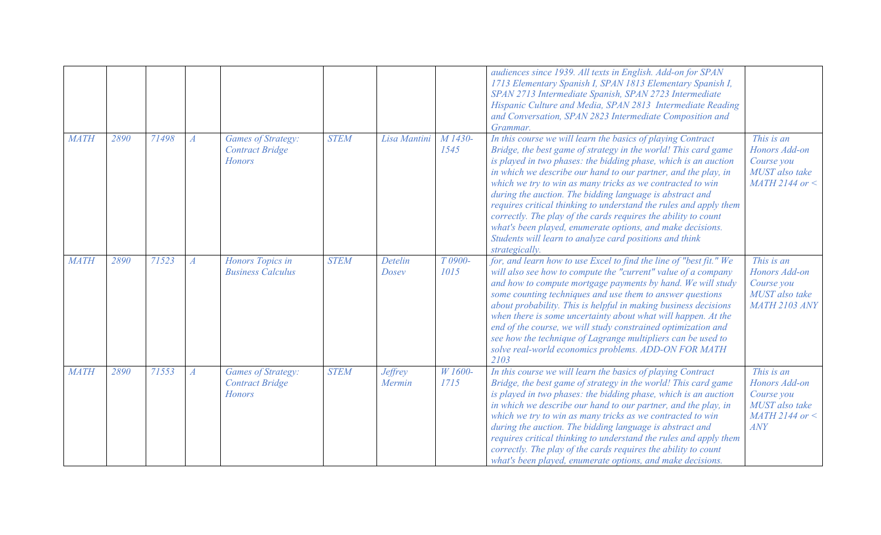|  |  |  |  |  |  |  |  |  |  |
|---|---|---|---|---|---|---|---|---|---|
|  |  |  |  |  |  |  |  | audiences since 1939. All texts in English. Add-on for SPAN 1713 Elementary Spanish I, SPAN 1813 Elementary Spanish I, SPAN 2713 Intermediate Spanish, SPAN 2723 Intermediate Hispanic Culture and Media, SPAN 2813 Intermediate Reading and Conversation, SPAN 2823 Intermediate Composition and Grammar. |  |
| MATH | 2890 | 71498 | A | Games of Strategy: Contract Bridge Honors | STEM | Lisa Mantini | M 1430-1545 | In this course we will learn the basics of playing Contract Bridge, the best game of strategy in the world! This card game is played in two phases: the bidding phase, which is an auction in which we describe our hand to our partner, and the play, in which we try to win as many tricks as we contracted to win during the auction. The bidding language is abstract and requires critical thinking to understand the rules and apply them correctly. The play of the cards requires the ability to count what's been played, enumerate options, and make decisions. Students will learn to analyze card positions and think strategically. | This is an Honors Add-on Course you MUST also take MATH 2144 or < |
| MATH | 2890 | 71523 | A | Honors Topics in Business Calculus | STEM | Detelin Dosev | T 0900-1015 | for, and learn how to use Excel to find the line of "best fit." We will also see how to compute the "current" value of a company and how to compute mortgage payments by hand. We will study some counting techniques and use them to answer questions about probability. This is helpful in making business decisions when there is some uncertainty about what will happen. At the end of the course, we will study constrained optimization and see how the technique of Lagrange multipliers can be used to solve real-world economics problems. ADD-ON FOR MATH 2103 | This is an Honors Add-on Course you MUST also take MATH 2103 ANY |
| MATH | 2890 | 71553 | A | Games of Strategy: Contract Bridge Honors | STEM | Jeffrey Mermin | W 1600-1715 | In this course we will learn the basics of playing Contract Bridge, the best game of strategy in the world! This card game is played in two phases: the bidding phase, which is an auction in which we describe our hand to our partner, and the play, in which we try to win as many tricks as we contracted to win during the auction. The bidding language is abstract and requires critical thinking to understand the rules and apply them correctly. The play of the cards requires the ability to count what's been played, enumerate options, and make decisions. | This is an Honors Add-on Course you MUST also take MATH 2144 or < ANY |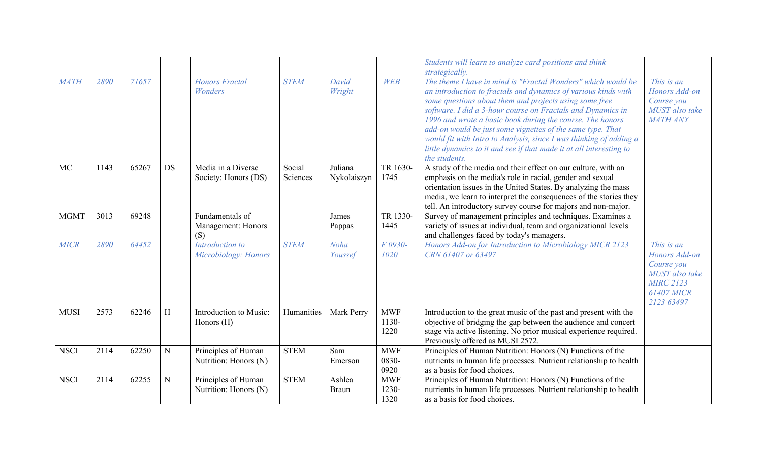|  |  |  |  |  |  |  |  |  |  |
|---|---|---|---|---|---|---|---|---|---|
|  |  |  |  |  |  |  |  | *Students will learn to analyze card positions and think strategically.* |  |
| *MATH* | *2890* | *71657* |  | *Honors Fractal Wonders* | *STEM* | *David Wright* | *WEB* | *The theme I have in mind is "Fractal Wonders" which would be an introduction to fractals and dynamics of various kinds with some questions about them and projects using some free software. I did a 3-hour course on Fractals and Dynamics in 1996 and wrote a basic book during the course. The honors add-on would be just some vignettes of the same type. That would fit with Intro to Analysis, since I was thinking of adding a little dynamics to it and see if that made it at all interesting to the students.* | *This is an Honors Add-on Course you MUST also take MATH ANY* |
| MC | 1143 | 65267 | DS | Media in a Diverse Society: Honors (DS) | Social Sciences | Juliana Nykolaiszyn | TR 1630-1745 | A study of the media and their effect on our culture, with an emphasis on the media's role in racial, gender and sexual orientation issues in the United States. By analyzing the mass media, we learn to interpret the consequences of the stories they tell. An introductory survey course for majors and non-major. |  |
| MGMT | 3013 | 69248 |  | Fundamentals of Management: Honors (S) |  | James Pappas | TR 1330-1445 | Survey of management principles and techniques. Examines a variety of issues at individual, team and organizational levels and challenges faced by today's managers. |  |
| *MICR* | *2890* | *64452* |  | *Introduction to Microbiology: Honors* | *STEM* | *Noha Youssef* | *F 0930-1020* | *Honors Add-on for Introduction to Microbiology MICR 2123 CRN 61407 or 63497* | *This is an Honors Add-on Course you MUST also take MIRC 2123 61407 MICR 2123 63497* |
| MUSI | 2573 | 62246 | H | Introduction to Music: Honors (H) | Humanities | Mark Perry | MWF 1130-1220 | Introduction to the great music of the past and present with the objective of bridging the gap between the audience and concert stage via active listening. No prior musical experience required. Previously offered as MUSI 2572. |  |
| NSCI | 2114 | 62250 | N | Principles of Human Nutrition: Honors (N) | STEM | Sam Emerson | MWF 0830-0920 | Principles of Human Nutrition: Honors (N) Functions of the nutrients in human life processes. Nutrient relationship to health as a basis for food choices. |  |
| NSCI | 2114 | 62255 | N | Principles of Human Nutrition: Honors (N) | STEM | Ashlea Braun | MWF 1230-1320 | Principles of Human Nutrition: Honors (N) Functions of the nutrients in human life processes. Nutrient relationship to health as a basis for food choices. |  |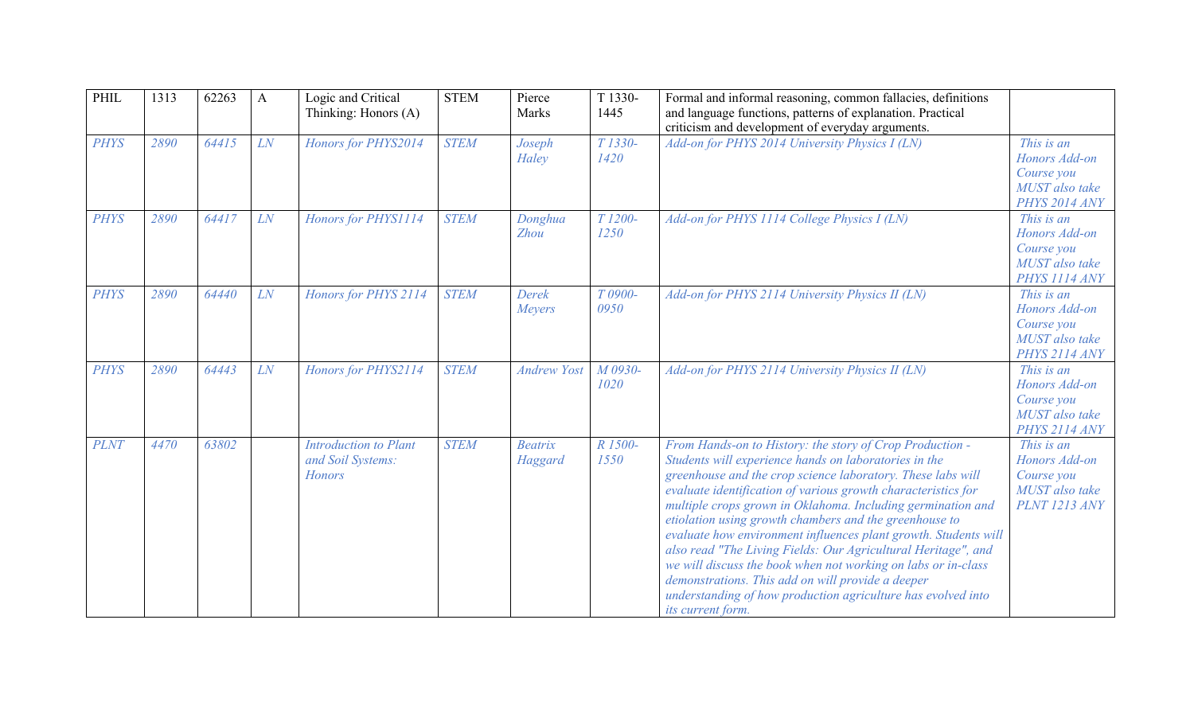| PHIL | 1313 | 62263 | A | Logic and Critical Thinking: Honors (A) | STEM | Pierce Marks | T 1330-1445 | Formal and informal reasoning, common fallacies, definitions and language functions, patterns of explanation. Practical criticism and development of everyday arguments. | |
|---|---|---|---|---|---|---|---|---|---|
| *PHYS* | *2890* | *64415* | *LN* | *Honors for PHYS2014* | *STEM* | *Joseph Haley* | *T 1330-1420* | *Add-on for PHYS 2014 University Physics I (LN)* | *This is an Honors Add-on Course you MUST also take PHYS 2014 ANY* |
| *PHYS* | *2890* | *64417* | *LN* | *Honors for PHYS1114* | *STEM* | *Donghua Zhou* | *T 1200-1250* | *Add-on for PHYS 1114 College Physics I (LN)* | *This is an Honors Add-on Course you MUST also take PHYS 1114 ANY* |
| *PHYS* | *2890* | *64440* | *LN* | *Honors for PHYS 2114* | *STEM* | *Derek Meyers* | *T 0900-0950* | *Add-on for PHYS 2114 University Physics II (LN)* | *This is an Honors Add-on Course you MUST also take PHYS 2114 ANY* |
| *PHYS* | *2890* | *64443* | *LN* | *Honors for PHYS2114* | *STEM* | *Andrew Yost* | *M 0930-1020* | *Add-on for PHYS 2114 University Physics II (LN)* | *This is an Honors Add-on Course you MUST also take PHYS 2114 ANY* |
| *PLNT* | *4470* | *63802* | | *Introduction to Plant and Soil Systems: Honors* | *STEM* | *Beatrix Haggard* | *R 1500-1550* | *From Hands-on to History: the story of Crop Production - Students will experience hands on laboratories in the greenhouse and the crop science laboratory. These labs will evaluate identification of various growth characteristics for multiple crops grown in Oklahoma. Including germination and etiolation using growth chambers and the greenhouse to evaluate how environment influences plant growth. Students will also read "The Living Fields: Our Agricultural Heritage", and we will discuss the book when not working on labs or in-class demonstrations. This add on will provide a deeper understanding of how production agriculture has evolved into its current form.* | *This is an Honors Add-on Course you MUST also take PLNT 1213 ANY* |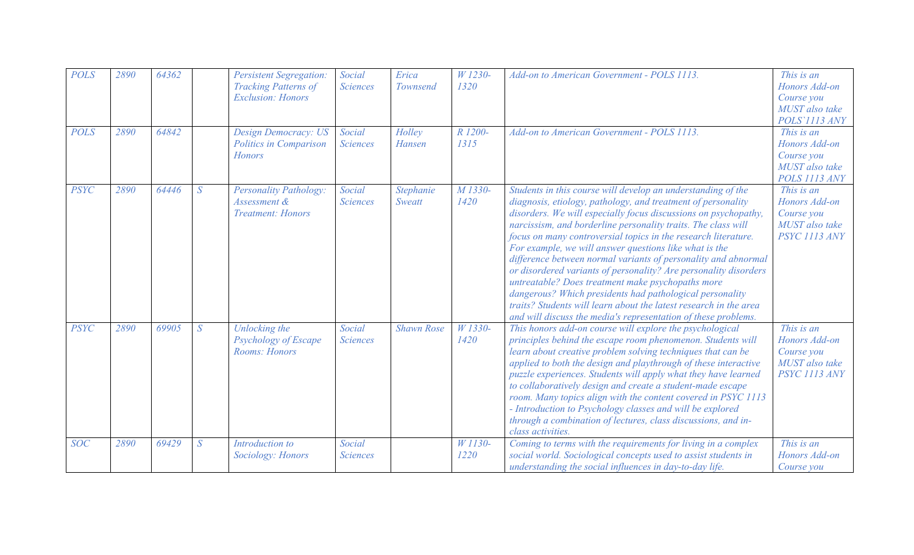| POLS | 2890 | 64362 | | Persistent Segregation: Tracking Patterns of Exclusion: Honors | Social Sciences | Erica Townsend | W 1230-1320 | Add-on to American Government - POLS 1113. | This is an Honors Add-on Course you MUST also take POLS`1113 ANY |
|---|---|---|---|---|---|---|---|---|---|
| POLS | 2890 | 64842 | | Design Democracy: US Politics in Comparison Honors | Social Sciences | Holley Hansen | R 1200-1315 | Add-on to American Government - POLS 1113. | This is an Honors Add-on Course you MUST also take POLS 1113 ANY |
| PSYC | 2890 | 64446 | S | Personality Pathology: Assessment & Treatment: Honors | Social Sciences | Stephanie Sweatt | M 1330-1420 | Students in this course will develop an understanding of the diagnosis, etiology, pathology, and treatment of personality disorders. We will especially focus discussions on psychopathy, narcissism, and borderline personality traits. The class will focus on many controversial topics in the research literature. For example, we will answer questions like what is the difference between normal variants of personality and abnormal or disordered variants of personality? Are personality disorders untreatable? Does treatment make psychopaths more dangerous? Which presidents had pathological personality traits? Students will learn about the latest research in the area and will discuss the media's representation of these problems. | This is an Honors Add-on Course you MUST also take PSYC 1113 ANY |
| PSYC | 2890 | 69905 | S | Unlocking the Psychology of Escape Rooms: Honors | Social Sciences | Shawn Rose | W 1330-1420 | This honors add-on course will explore the psychological principles behind the escape room phenomenon. Students will learn about creative problem solving techniques that can be applied to both the design and playthrough of these interactive puzzle experiences. Students will apply what they have learned to collaboratively design and create a student-made escape room. Many topics align with the content covered in PSYC 1113 - Introduction to Psychology classes and will be explored through a combination of lectures, class discussions, and in-class activities. | This is an Honors Add-on Course you MUST also take PSYC 1113 ANY |
| SOC | 2890 | 69429 | S | Introduction to Sociology: Honors | Social Sciences | | W 1130-1220 | Coming to terms with the requirements for living in a complex social world. Sociological concepts used to assist students in understanding the social influences in day-to-day life. | This is an Honors Add-on Course you |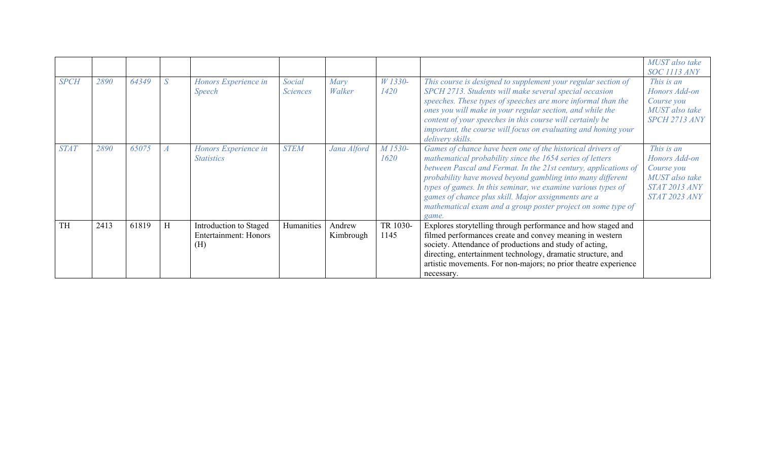| | | | | | | | | | |
|---|---|---|---|---|---|---|---|---|---|
| | | | | | | | | | *MUST also take SOC 1113 ANY* |
| *SPCH* | *2890* | *64349* | *S* | *Honors Experience in Speech* | *Social Sciences* | *Mary Walker* | *W 1330-1420* | *This course is designed to supplement your regular section of SPCH 2713. Students will make several special occasion speeches. These types of speeches are more informal than the ones you will make in your regular section, and while the content of your speeches in this course will certainly be important, the course will focus on evaluating and honing your delivery skills.* | *This is an Honors Add-on Course you MUST also take SPCH 2713 ANY* |
| *STAT* | *2890* | *65075* | *A* | *Honors Experience in Statistics* | *STEM* | *Jana Alford* | *M 1530-1620* | *Games of chance have been one of the historical drivers of mathematical probability since the 1654 series of letters between Pascal and Fermat. In the 21st century, applications of probability have moved beyond gambling into many different types of games. In this seminar, we examine various types of games of chance plus skill. Major assignments are a mathematical exam and a group poster project on some type of game.* | *This is an Honors Add-on Course you MUST also take STAT 2013 ANY STAT 2023 ANY* |
| TH | 2413 | 61819 | H | Introduction to Staged Entertainment: Honors (H) | Humanities | Andrew Kimbrough | TR 1030-1145 | Explores storytelling through performance and how staged and filmed performances create and convey meaning in western society. Attendance of productions and study of acting, directing, entertainment technology, dramatic structure, and artistic movements. For non-majors; no prior theatre experience necessary. | |